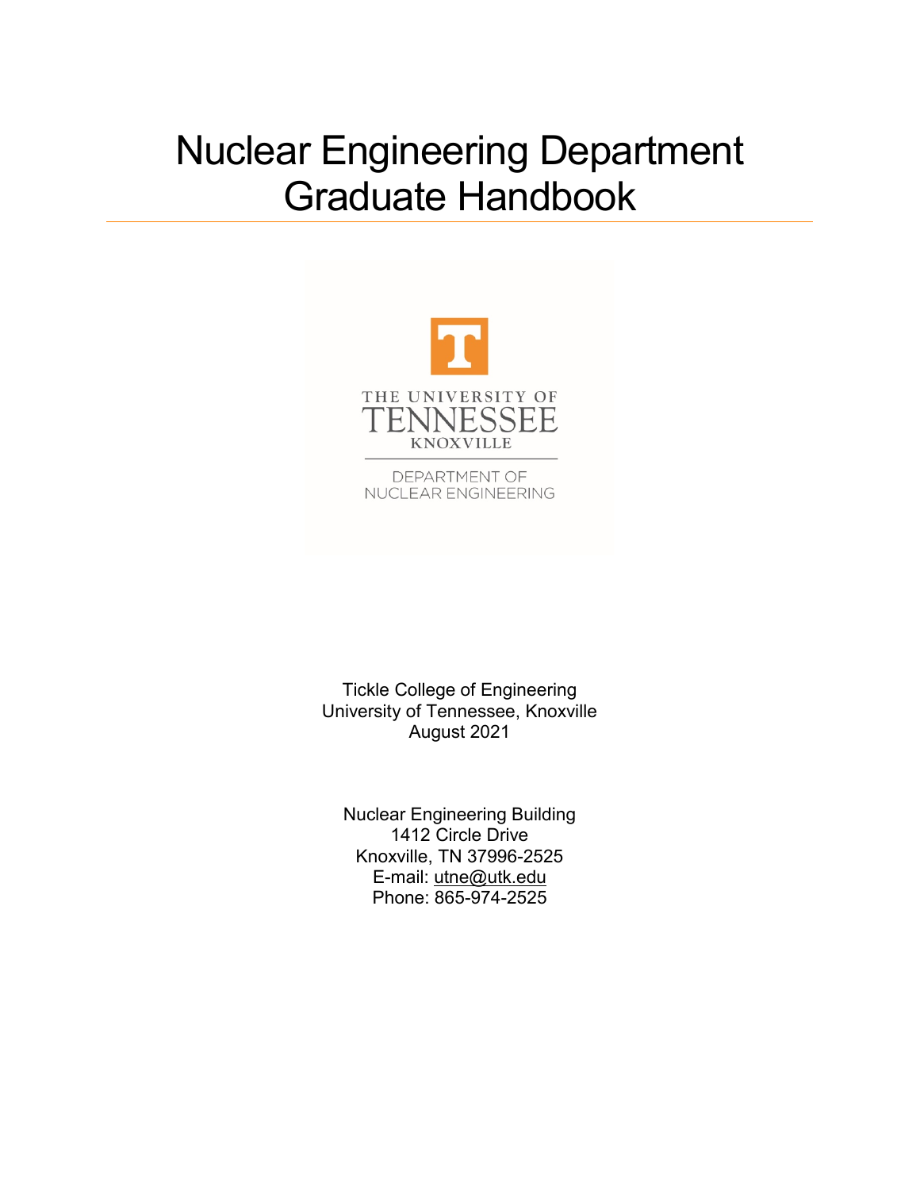# Nuclear Engineering Department Graduate Handbook

THE UNIVERSITY OF TENNESSEE KNOXVILLE

DEPARTMENT OF NUCLEAR ENGINEERING

Tickle College of Engineering
University of Tennessee, Knoxville
August 2021

Nuclear Engineering Building
1412 Circle Drive
Knoxville, TN 37996-2525
E-mail: utne@utk.edu
Phone: 865-974-2525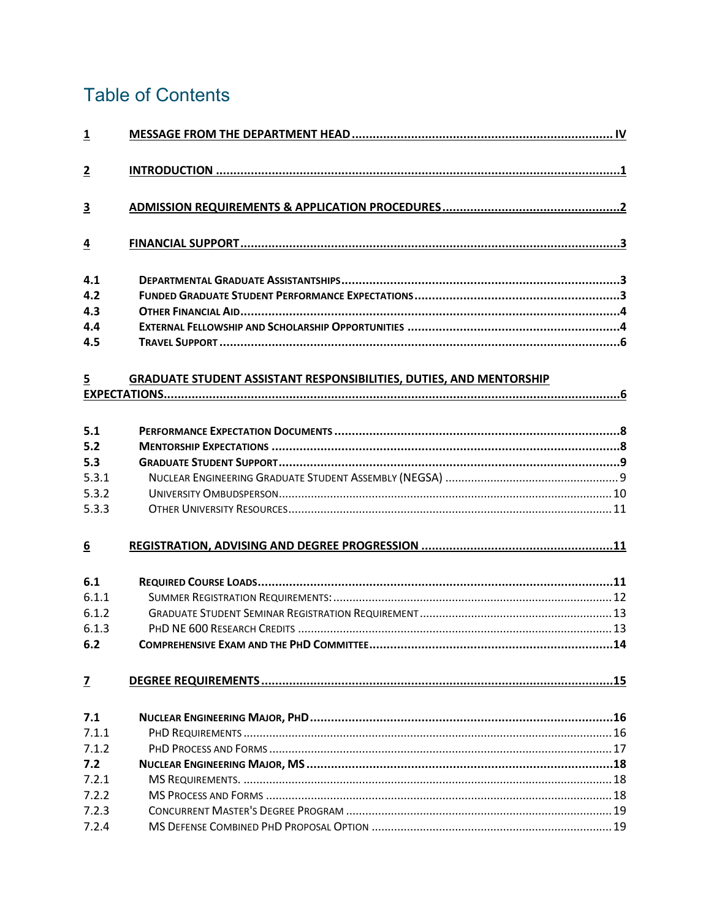# Table of Contents

| | | |
|---|---|---|
| **1** | **MESSAGE FROM THE DEPARTMENT HEAD** | **IV** |
| **2** | **INTRODUCTION** | **1** |
| **3** | **ADMISSION REQUIREMENTS & APPLICATION PROCEDURES** | **2** |
| **4** | **FINANCIAL SUPPORT** | **3** |
| **4.1** | **DEPARTMENTAL GRADUATE ASSISTANTSHIPS** | **3** |
| **4.2** | **FUNDED GRADUATE STUDENT PERFORMANCE EXPECTATIONS** | **3** |
| **4.3** | **OTHER FINANCIAL AID** | **4** |
| **4.4** | **EXTERNAL FELLOWSHIP AND SCHOLARSHIP OPPORTUNITIES** | **4** |
| **4.5** | **TRAVEL SUPPORT** | **6** |
| **5** | **GRADUATE STUDENT ASSISTANT RESPONSIBILITIES, DUTIES, AND MENTORSHIP EXPECTATIONS** | **6** |
| **5.1** | **PERFORMANCE EXPECTATION DOCUMENTS** | **8** |
| **5.2** | **MENTORSHIP EXPECTATIONS** | **8** |
| **5.3** | **GRADUATE STUDENT SUPPORT** | **9** |
| 5.3.1 | NUCLEAR ENGINEERING GRADUATE STUDENT ASSEMBLY (NEGSA) | 9 |
| 5.3.2 | UNIVERSITY OMBUDSPERSON | 10 |
| 5.3.3 | OTHER UNIVERSITY RESOURCES | 11 |
| **6** | **REGISTRATION, ADVISING AND DEGREE PROGRESSION** | **11** |
| **6.1** | **REQUIRED COURSE LOADS** | **11** |
| 6.1.1 | SUMMER REGISTRATION REQUIREMENTS: | 12 |
| 6.1.2 | GRADUATE STUDENT SEMINAR REGISTRATION REQUIREMENT | 13 |
| 6.1.3 | PHD NE 600 RESEARCH CREDITS | 13 |
| **6.2** | **COMPREHENSIVE EXAM AND THE PHD COMMITTEE** | **14** |
| **7** | **DEGREE REQUIREMENTS** | **15** |
| **7.1** | **NUCLEAR ENGINEERING MAJOR, PHD** | **16** |
| 7.1.1 | PHD REQUIREMENTS | 16 |
| 7.1.2 | PHD PROCESS AND FORMS | 17 |
| **7.2** | **NUCLEAR ENGINEERING MAJOR, MS** | **18** |
| 7.2.1 | MS REQUIREMENTS. | 18 |
| 7.2.2 | MS PROCESS AND FORMS | 18 |
| 7.2.3 | CONCURRENT MASTER'S DEGREE PROGRAM | 19 |
| 7.2.4 | MS DEFENSE COMBINED PHD PROPOSAL OPTION | 19 |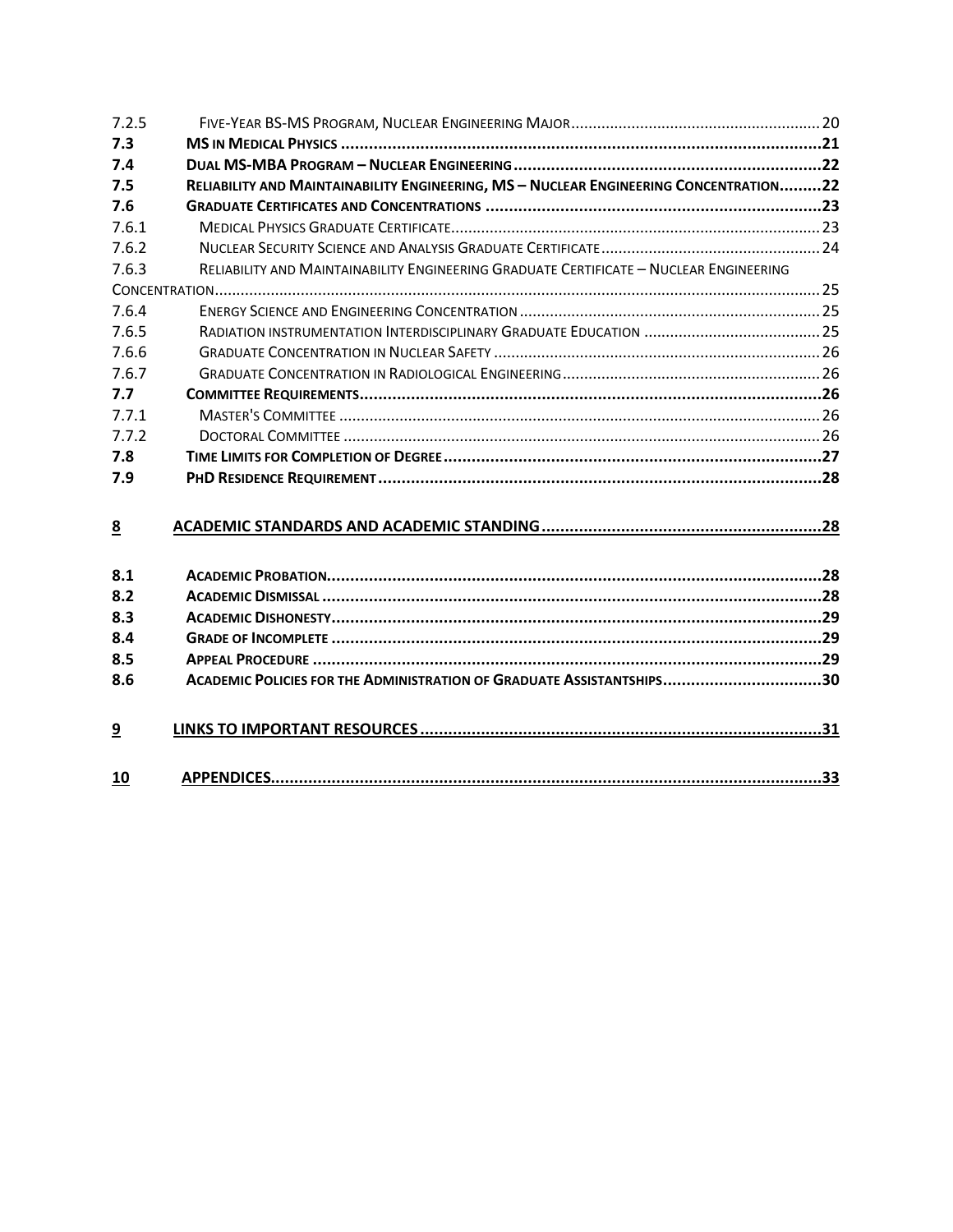| | | |
|---|---|---|
| 7.2.5 | Five-Year BS-MS Program, Nuclear Engineering Major | 20 |
| **7.3** | **MS in Medical Physics** | **21** |
| **7.4** | **Dual MS-MBA Program – Nuclear Engineering** | **22** |
| **7.5** | **Reliability and Maintainability Engineering, MS – Nuclear Engineering Concentration** | **22** |
| **7.6** | **Graduate Certificates and Concentrations** | **23** |
| 7.6.1 | Medical Physics Graduate Certificate | 23 |
| 7.6.2 | Nuclear Security Science and Analysis Graduate Certificate | 24 |
| 7.6.3 | Reliability and Maintainability Engineering Graduate Certificate – Nuclear Engineering Concentration | 25 |
| 7.6.4 | Energy Science and Engineering Concentration | 25 |
| 7.6.5 | Radiation instrumentation Interdisciplinary Graduate Education | 25 |
| 7.6.6 | Graduate Concentration in Nuclear Safety | 26 |
| 7.6.7 | Graduate Concentration in Radiological Engineering | 26 |
| **7.7** | **Committee Requirements** | **26** |
| 7.7.1 | Master's Committee | 26 |
| 7.7.2 | Doctoral Committee | 26 |
| **7.8** | **Time Limits for Completion of Degree** | **27** |
| **7.9** | **PhD Residence Requirement** | **28** |
| **8** | **ACADEMIC STANDARDS AND ACADEMIC STANDING** | **28** |
| **8.1** | **Academic Probation** | **28** |
| **8.2** | **Academic Dismissal** | **28** |
| **8.3** | **Academic Dishonesty** | **29** |
| **8.4** | **Grade of Incomplete** | **29** |
| **8.5** | **Appeal Procedure** | **29** |
| **8.6** | **Academic Policies for the Administration of Graduate Assistantships** | **30** |
| **9** | **LINKS TO IMPORTANT RESOURCES** | **31** |
| **10** | **APPENDICES** | **33** |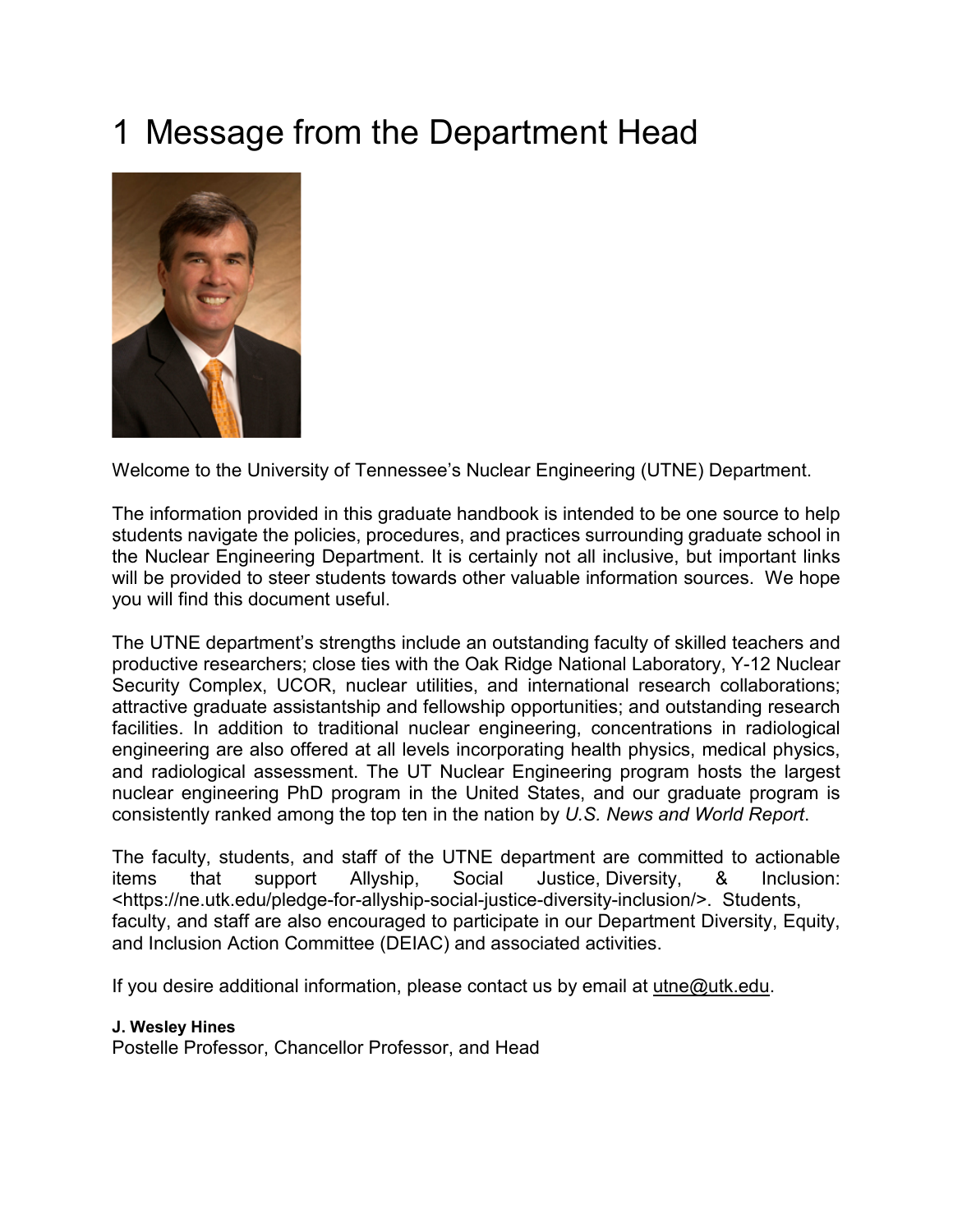# 1 Message from the Department Head

Welcome to the University of Tennessee's Nuclear Engineering (UTNE) Department.

The information provided in this graduate handbook is intended to be one source to help students navigate the policies, procedures, and practices surrounding graduate school in the Nuclear Engineering Department. It is certainly not all inclusive, but important links will be provided to steer students towards other valuable information sources. We hope you will find this document useful.

The UTNE department's strengths include an outstanding faculty of skilled teachers and productive researchers; close ties with the Oak Ridge National Laboratory, Y-12 Nuclear Security Complex, UCOR, nuclear utilities, and international research collaborations; attractive graduate assistantship and fellowship opportunities; and outstanding research facilities. In addition to traditional nuclear engineering, concentrations in radiological engineering are also offered at all levels incorporating health physics, medical physics, and radiological assessment. The UT Nuclear Engineering program hosts the largest nuclear engineering PhD program in the United States, and our graduate program is consistently ranked among the top ten in the nation by *U.S. News and World Report*.

The faculty, students, and staff of the UTNE department are committed to actionable items that support Allyship, Social Justice, Diversity, & Inclusion: <https://ne.utk.edu/pledge-for-allyship-social-justice-diversity-inclusion/>. Students, faculty, and staff are also encouraged to participate in our Department Diversity, Equity, and Inclusion Action Committee (DEIAC) and associated activities.

If you desire additional information, please contact us by email at utne@utk.edu.

**J. Wesley Hines**
Postelle Professor, Chancellor Professor, and Head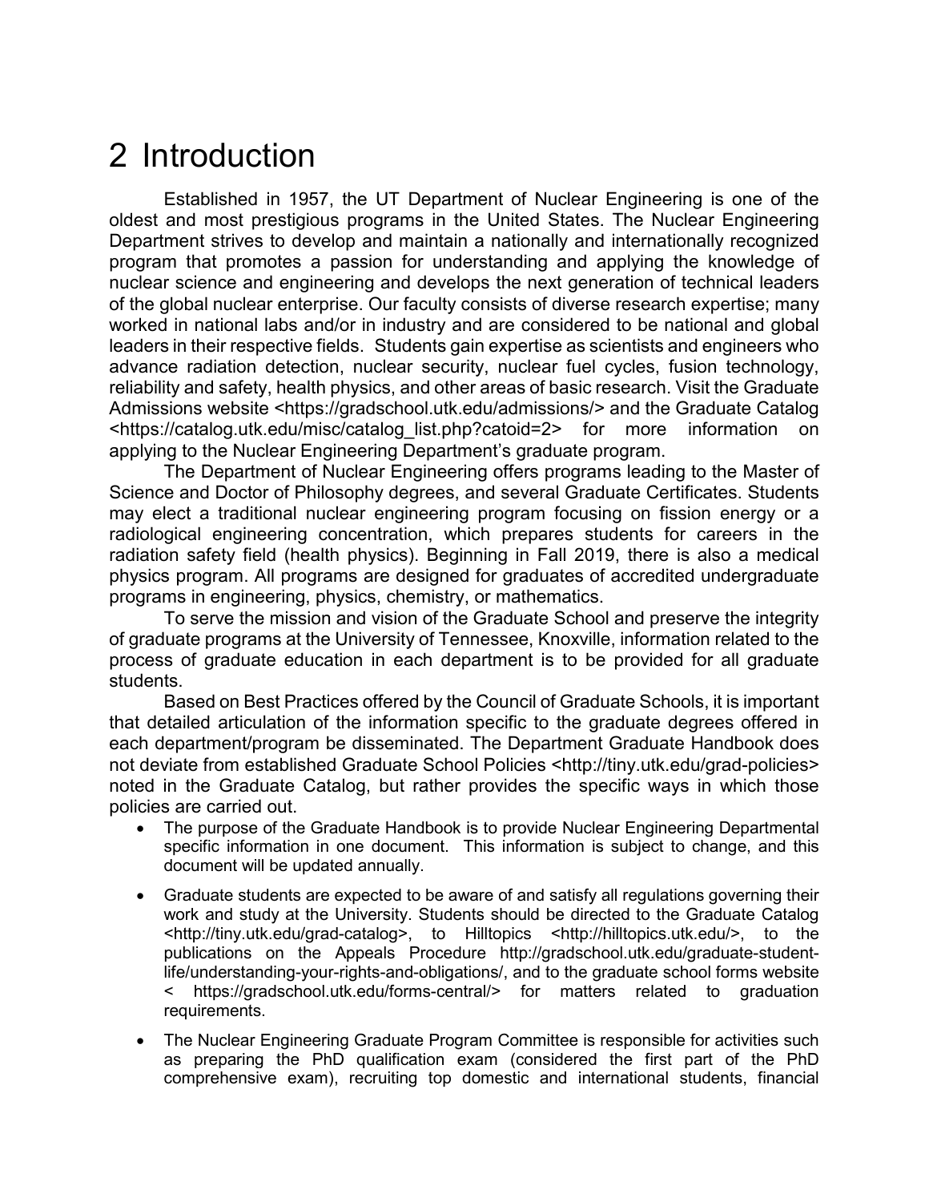# 2 Introduction

Established in 1957, the UT Department of Nuclear Engineering is one of the oldest and most prestigious programs in the United States. The Nuclear Engineering Department strives to develop and maintain a nationally and internationally recognized program that promotes a passion for understanding and applying the knowledge of nuclear science and engineering and develops the next generation of technical leaders of the global nuclear enterprise. Our faculty consists of diverse research expertise; many worked in national labs and/or in industry and are considered to be national and global leaders in their respective fields. Students gain expertise as scientists and engineers who advance radiation detection, nuclear security, nuclear fuel cycles, fusion technology, reliability and safety, health physics, and other areas of basic research. Visit the Graduate Admissions website <https://gradschool.utk.edu/admissions/> and the Graduate Catalog <https://catalog.utk.edu/misc/catalog_list.php?catoid=2> for more information on applying to the Nuclear Engineering Department's graduate program.

The Department of Nuclear Engineering offers programs leading to the Master of Science and Doctor of Philosophy degrees, and several Graduate Certificates. Students may elect a traditional nuclear engineering program focusing on fission energy or a radiological engineering concentration, which prepares students for careers in the radiation safety field (health physics). Beginning in Fall 2019, there is also a medical physics program. All programs are designed for graduates of accredited undergraduate programs in engineering, physics, chemistry, or mathematics.

To serve the mission and vision of the Graduate School and preserve the integrity of graduate programs at the University of Tennessee, Knoxville, information related to the process of graduate education in each department is to be provided for all graduate students.

Based on Best Practices offered by the Council of Graduate Schools, it is important that detailed articulation of the information specific to the graduate degrees offered in each department/program be disseminated. The Department Graduate Handbook does not deviate from established Graduate School Policies <http://tiny.utk.edu/grad-policies> noted in the Graduate Catalog, but rather provides the specific ways in which those policies are carried out.

- The purpose of the Graduate Handbook is to provide Nuclear Engineering Departmental specific information in one document. This information is subject to change, and this document will be updated annually.
- Graduate students are expected to be aware of and satisfy all regulations governing their work and study at the University. Students should be directed to the Graduate Catalog <http://tiny.utk.edu/grad-catalog>, to Hilltopics <http://hilltopics.utk.edu/>, to the publications on the Appeals Procedure http://gradschool.utk.edu/graduate-student-life/understanding-your-rights-and-obligations/, and to the graduate school forms website < https://gradschool.utk.edu/forms-central/> for matters related to graduation requirements.
- The Nuclear Engineering Graduate Program Committee is responsible for activities such as preparing the PhD qualification exam (considered the first part of the PhD comprehensive exam), recruiting top domestic and international students, financial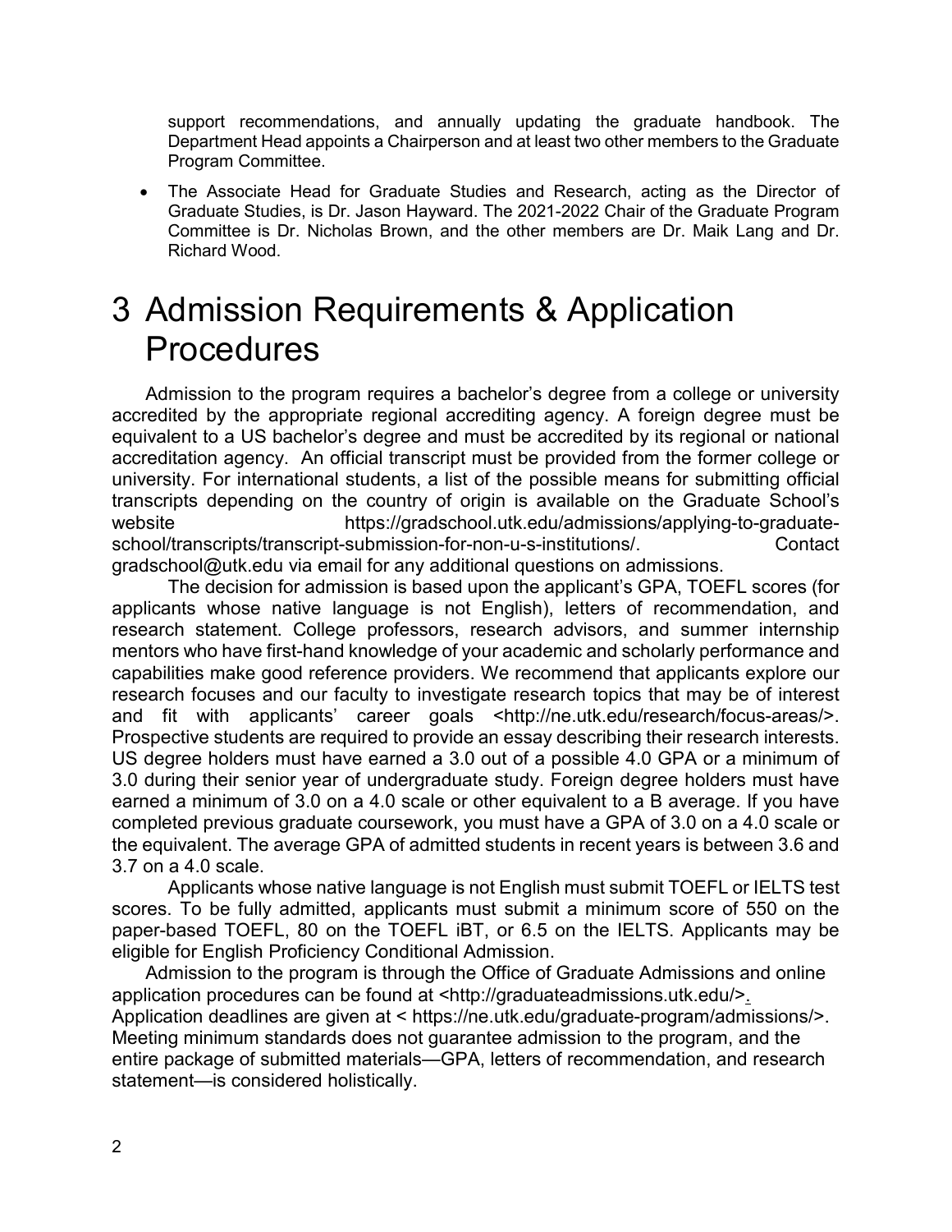support recommendations, and annually updating the graduate handbook. The Department Head appoints a Chairperson and at least two other members to the Graduate Program Committee.

- The Associate Head for Graduate Studies and Research, acting as the Director of Graduate Studies, is Dr. Jason Hayward. The 2021-2022 Chair of the Graduate Program Committee is Dr. Nicholas Brown, and the other members are Dr. Maik Lang and Dr. Richard Wood.

# 3 Admission Requirements & Application Procedures

Admission to the program requires a bachelor's degree from a college or university accredited by the appropriate regional accrediting agency. A foreign degree must be equivalent to a US bachelor's degree and must be accredited by its regional or national accreditation agency. An official transcript must be provided from the former college or university. For international students, a list of the possible means for submitting official transcripts depending on the country of origin is available on the Graduate School's website https://gradschool.utk.edu/admissions/applying-to-graduate-school/transcripts/transcript-submission-for-non-u-s-institutions/. Contact gradschool@utk.edu via email for any additional questions on admissions.

The decision for admission is based upon the applicant's GPA, TOEFL scores (for applicants whose native language is not English), letters of recommendation, and research statement. College professors, research advisors, and summer internship mentors who have first-hand knowledge of your academic and scholarly performance and capabilities make good reference providers. We recommend that applicants explore our research focuses and our faculty to investigate research topics that may be of interest and fit with applicants' career goals <http://ne.utk.edu/research/focus-areas/>. Prospective students are required to provide an essay describing their research interests. US degree holders must have earned a 3.0 out of a possible 4.0 GPA or a minimum of 3.0 during their senior year of undergraduate study. Foreign degree holders must have earned a minimum of 3.0 on a 4.0 scale or other equivalent to a B average. If you have completed previous graduate coursework, you must have a GPA of 3.0 on a 4.0 scale or the equivalent. The average GPA of admitted students in recent years is between 3.6 and 3.7 on a 4.0 scale.

Applicants whose native language is not English must submit TOEFL or IELTS test scores. To be fully admitted, applicants must submit a minimum score of 550 on the paper-based TOEFL, 80 on the TOEFL iBT, or 6.5 on the IELTS. Applicants may be eligible for English Proficiency Conditional Admission.

Admission to the program is through the Office of Graduate Admissions and online application procedures can be found at <http://graduateadmissions.utk.edu/>. Application deadlines are given at < https://ne.utk.edu/graduate-program/admissions/>. Meeting minimum standards does not guarantee admission to the program, and the entire package of submitted materials—GPA, letters of recommendation, and research statement—is considered holistically.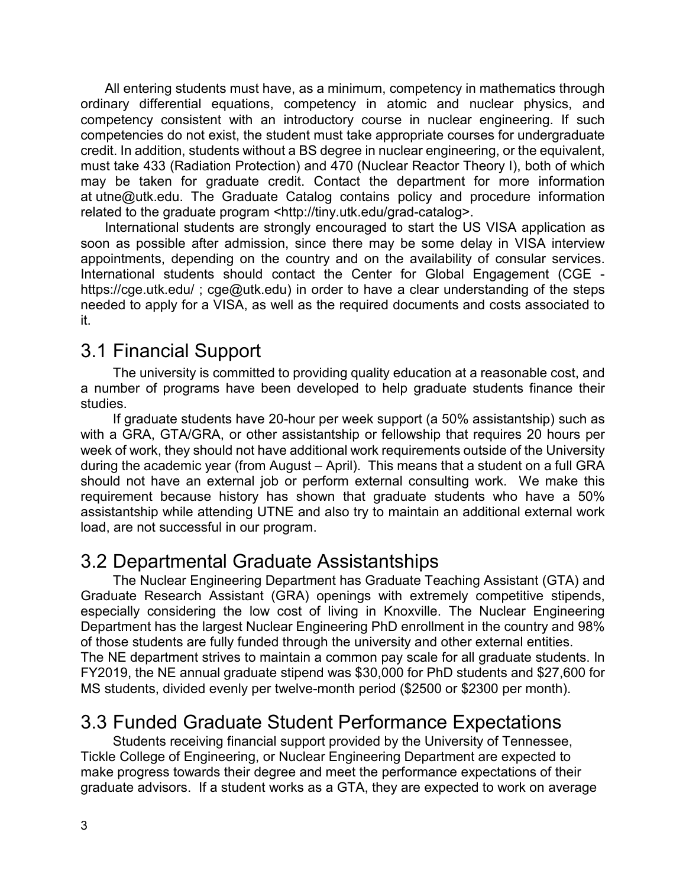All entering students must have, as a minimum, competency in mathematics through ordinary differential equations, competency in atomic and nuclear physics, and competency consistent with an introductory course in nuclear engineering. If such competencies do not exist, the student must take appropriate courses for undergraduate credit. In addition, students without a BS degree in nuclear engineering, or the equivalent, must take 433 (Radiation Protection) and 470 (Nuclear Reactor Theory I), both of which may be taken for graduate credit. Contact the department for more information at utne@utk.edu. The Graduate Catalog contains policy and procedure information related to the graduate program <http://tiny.utk.edu/grad-catalog>.

International students are strongly encouraged to start the US VISA application as soon as possible after admission, since there may be some delay in VISA interview appointments, depending on the country and on the availability of consular services. International students should contact the Center for Global Engagement (CGE - https://cge.utk.edu/ ; cge@utk.edu) in order to have a clear understanding of the steps needed to apply for a VISA, as well as the required documents and costs associated to it.

## 3.1 Financial Support

The university is committed to providing quality education at a reasonable cost, and a number of programs have been developed to help graduate students finance their studies.

If graduate students have 20-hour per week support (a 50% assistantship) such as with a GRA, GTA/GRA, or other assistantship or fellowship that requires 20 hours per week of work, they should not have additional work requirements outside of the University during the academic year (from August – April). This means that a student on a full GRA should not have an external job or perform external consulting work. We make this requirement because history has shown that graduate students who have a 50% assistantship while attending UTNE and also try to maintain an additional external work load, are not successful in our program.

## 3.2 Departmental Graduate Assistantships

The Nuclear Engineering Department has Graduate Teaching Assistant (GTA) and Graduate Research Assistant (GRA) openings with extremely competitive stipends, especially considering the low cost of living in Knoxville. The Nuclear Engineering Department has the largest Nuclear Engineering PhD enrollment in the country and 98% of those students are fully funded through the university and other external entities.
The NE department strives to maintain a common pay scale for all graduate students. In FY2019, the NE annual graduate stipend was $30,000 for PhD students and $27,600 for MS students, divided evenly per twelve-month period ($2500 or $2300 per month).

## 3.3 Funded Graduate Student Performance Expectations

Students receiving financial support provided by the University of Tennessee, Tickle College of Engineering, or Nuclear Engineering Department are expected to make progress towards their degree and meet the performance expectations of their graduate advisors. If a student works as a GTA, they are expected to work on average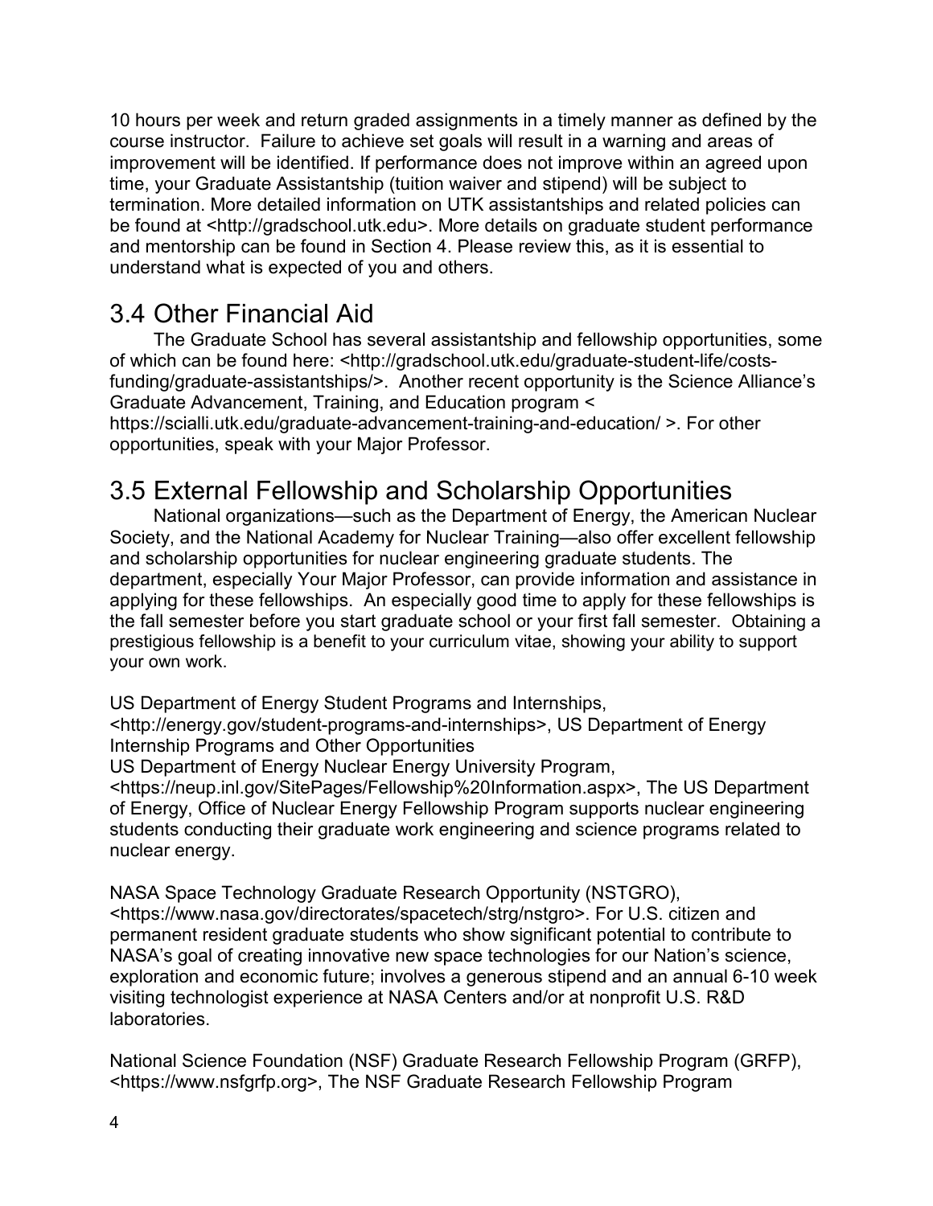10 hours per week and return graded assignments in a timely manner as defined by the course instructor. Failure to achieve set goals will result in a warning and areas of improvement will be identified. If performance does not improve within an agreed upon time, your Graduate Assistantship (tuition waiver and stipend) will be subject to termination. More detailed information on UTK assistantships and related policies can be found at <http://gradschool.utk.edu>. More details on graduate student performance and mentorship can be found in Section 4. Please review this, as it is essential to understand what is expected of you and others.

## 3.4 Other Financial Aid

The Graduate School has several assistantship and fellowship opportunities, some of which can be found here: <http://gradschool.utk.edu/graduate-student-life/costs-funding/graduate-assistantships/>. Another recent opportunity is the Science Alliance's Graduate Advancement, Training, and Education program < https://scialli.utk.edu/graduate-advancement-training-and-education/ >. For other opportunities, speak with your Major Professor.

## 3.5 External Fellowship and Scholarship Opportunities

National organizations—such as the Department of Energy, the American Nuclear Society, and the National Academy for Nuclear Training—also offer excellent fellowship and scholarship opportunities for nuclear engineering graduate students. The department, especially Your Major Professor, can provide information and assistance in applying for these fellowships. An especially good time to apply for these fellowships is the fall semester before you start graduate school or your first fall semester. Obtaining a prestigious fellowship is a benefit to your curriculum vitae, showing your ability to support your own work.

US Department of Energy Student Programs and Internships, <http://energy.gov/student-programs-and-internships>, US Department of Energy Internship Programs and Other Opportunities
US Department of Energy Nuclear Energy University Program, <https://neup.inl.gov/SitePages/Fellowship%20Information.aspx>, The US Department of Energy, Office of Nuclear Energy Fellowship Program supports nuclear engineering students conducting their graduate work engineering and science programs related to nuclear energy.

NASA Space Technology Graduate Research Opportunity (NSTGRO), <https://www.nasa.gov/directorates/spacetech/strg/nstgro>. For U.S. citizen and permanent resident graduate students who show significant potential to contribute to NASA's goal of creating innovative new space technologies for our Nation's science, exploration and economic future; involves a generous stipend and an annual 6-10 week visiting technologist experience at NASA Centers and/or at nonprofit U.S. R&D laboratories.

National Science Foundation (NSF) Graduate Research Fellowship Program (GRFP), <https://www.nsfgrfp.org>, The NSF Graduate Research Fellowship Program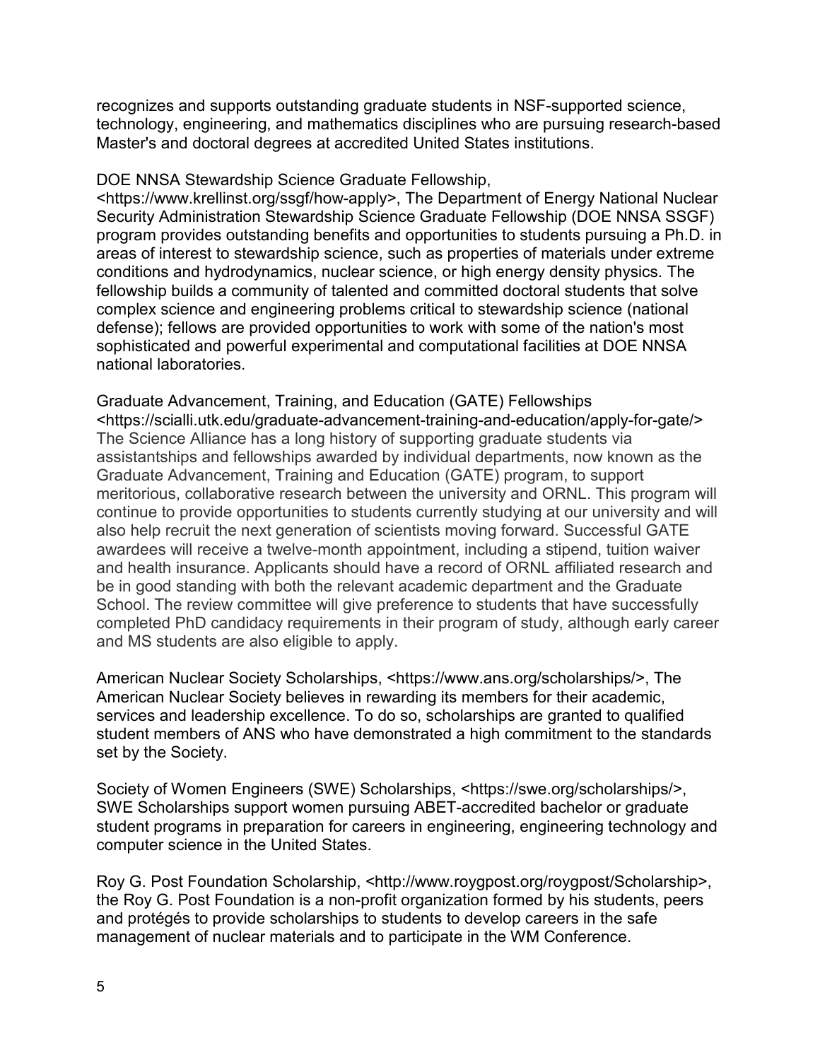recognizes and supports outstanding graduate students in NSF-supported science, technology, engineering, and mathematics disciplines who are pursuing research-based Master's and doctoral degrees at accredited United States institutions.

DOE NNSA Stewardship Science Graduate Fellowship, <https://www.krellinst.org/ssgf/how-apply>, The Department of Energy National Nuclear Security Administration Stewardship Science Graduate Fellowship (DOE NNSA SSGF) program provides outstanding benefits and opportunities to students pursuing a Ph.D. in areas of interest to stewardship science, such as properties of materials under extreme conditions and hydrodynamics, nuclear science, or high energy density physics. The fellowship builds a community of talented and committed doctoral students that solve complex science and engineering problems critical to stewardship science (national defense); fellows are provided opportunities to work with some of the nation's most sophisticated and powerful experimental and computational facilities at DOE NNSA national laboratories.

Graduate Advancement, Training, and Education (GATE) Fellowships <https://scialli.utk.edu/graduate-advancement-training-and-education/apply-for-gate/> The Science Alliance has a long history of supporting graduate students via assistantships and fellowships awarded by individual departments, now known as the Graduate Advancement, Training and Education (GATE) program, to support meritorious, collaborative research between the university and ORNL. This program will continue to provide opportunities to students currently studying at our university and will also help recruit the next generation of scientists moving forward. Successful GATE awardees will receive a twelve-month appointment, including a stipend, tuition waiver and health insurance. Applicants should have a record of ORNL affiliated research and be in good standing with both the relevant academic department and the Graduate School. The review committee will give preference to students that have successfully completed PhD candidacy requirements in their program of study, although early career and MS students are also eligible to apply.

American Nuclear Society Scholarships, <https://www.ans.org/scholarships/>, The American Nuclear Society believes in rewarding its members for their academic, services and leadership excellence. To do so, scholarships are granted to qualified student members of ANS who have demonstrated a high commitment to the standards set by the Society.

Society of Women Engineers (SWE) Scholarships, <https://swe.org/scholarships/>, SWE Scholarships support women pursuing ABET-accredited bachelor or graduate student programs in preparation for careers in engineering, engineering technology and computer science in the United States.

Roy G. Post Foundation Scholarship, <http://www.roygpost.org/roygpost/Scholarship>, the Roy G. Post Foundation is a non-profit organization formed by his students, peers and protégés to provide scholarships to students to develop careers in the safe management of nuclear materials and to participate in the WM Conference.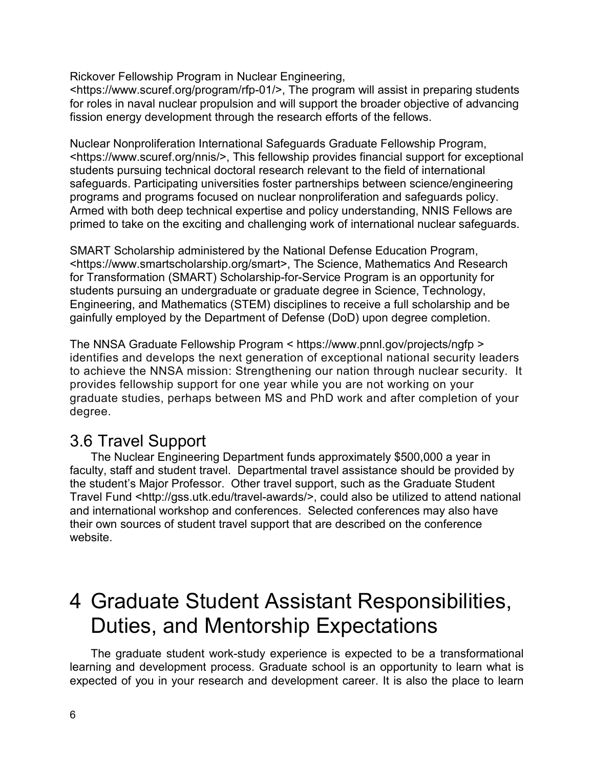Rickover Fellowship Program in Nuclear Engineering, <https://www.scuref.org/program/rfp-01/>, The program will assist in preparing students for roles in naval nuclear propulsion and will support the broader objective of advancing fission energy development through the research efforts of the fellows.

Nuclear Nonproliferation International Safeguards Graduate Fellowship Program, <https://www.scuref.org/nnis/>, This fellowship provides financial support for exceptional students pursuing technical doctoral research relevant to the field of international safeguards. Participating universities foster partnerships between science/engineering programs and programs focused on nuclear nonproliferation and safeguards policy. Armed with both deep technical expertise and policy understanding, NNIS Fellows are primed to take on the exciting and challenging work of international nuclear safeguards.

SMART Scholarship administered by the National Defense Education Program, <https://www.smartscholarship.org/smart>, The Science, Mathematics And Research for Transformation (SMART) Scholarship-for-Service Program is an opportunity for students pursuing an undergraduate or graduate degree in Science, Technology, Engineering, and Mathematics (STEM) disciplines to receive a full scholarship and be gainfully employed by the Department of Defense (DoD) upon degree completion.

The NNSA Graduate Fellowship Program < https://www.pnnl.gov/projects/ngfp > identifies and develops the next generation of exceptional national security leaders to achieve the NNSA mission: Strengthening our nation through nuclear security. It provides fellowship support for one year while you are not working on your graduate studies, perhaps between MS and PhD work and after completion of your degree.

## 3.6 Travel Support

The Nuclear Engineering Department funds approximately $500,000 a year in faculty, staff and student travel. Departmental travel assistance should be provided by the student's Major Professor. Other travel support, such as the Graduate Student Travel Fund <http://gss.utk.edu/travel-awards/>, could also be utilized to attend national and international workshop and conferences. Selected conferences may also have their own sources of student travel support that are described on the conference website.

# 4 Graduate Student Assistant Responsibilities, Duties, and Mentorship Expectations

The graduate student work-study experience is expected to be a transformational learning and development process. Graduate school is an opportunity to learn what is expected of you in your research and development career. It is also the place to learn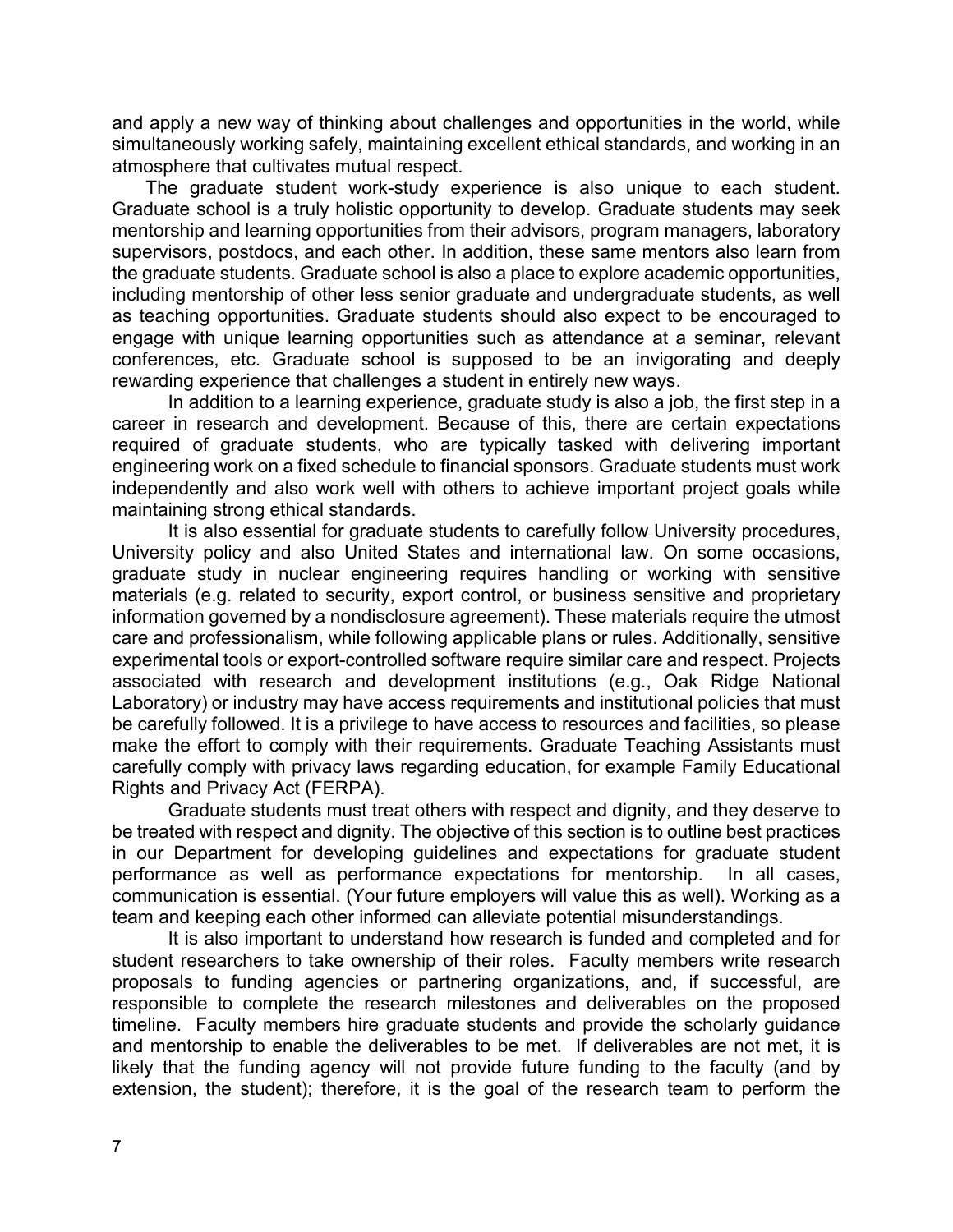and apply a new way of thinking about challenges and opportunities in the world, while simultaneously working safely, maintaining excellent ethical standards, and working in an atmosphere that cultivates mutual respect.

The graduate student work-study experience is also unique to each student. Graduate school is a truly holistic opportunity to develop. Graduate students may seek mentorship and learning opportunities from their advisors, program managers, laboratory supervisors, postdocs, and each other. In addition, these same mentors also learn from the graduate students. Graduate school is also a place to explore academic opportunities, including mentorship of other less senior graduate and undergraduate students, as well as teaching opportunities. Graduate students should also expect to be encouraged to engage with unique learning opportunities such as attendance at a seminar, relevant conferences, etc. Graduate school is supposed to be an invigorating and deeply rewarding experience that challenges a student in entirely new ways.

In addition to a learning experience, graduate study is also a job, the first step in a career in research and development. Because of this, there are certain expectations required of graduate students, who are typically tasked with delivering important engineering work on a fixed schedule to financial sponsors. Graduate students must work independently and also work well with others to achieve important project goals while maintaining strong ethical standards.

It is also essential for graduate students to carefully follow University procedures, University policy and also United States and international law. On some occasions, graduate study in nuclear engineering requires handling or working with sensitive materials (e.g. related to security, export control, or business sensitive and proprietary information governed by a nondisclosure agreement). These materials require the utmost care and professionalism, while following applicable plans or rules. Additionally, sensitive experimental tools or export-controlled software require similar care and respect. Projects associated with research and development institutions (e.g., Oak Ridge National Laboratory) or industry may have access requirements and institutional policies that must be carefully followed. It is a privilege to have access to resources and facilities, so please make the effort to comply with their requirements. Graduate Teaching Assistants must carefully comply with privacy laws regarding education, for example Family Educational Rights and Privacy Act (FERPA).

Graduate students must treat others with respect and dignity, and they deserve to be treated with respect and dignity. The objective of this section is to outline best practices in our Department for developing guidelines and expectations for graduate student performance as well as performance expectations for mentorship. In all cases, communication is essential. (Your future employers will value this as well). Working as a team and keeping each other informed can alleviate potential misunderstandings.

It is also important to understand how research is funded and completed and for student researchers to take ownership of their roles. Faculty members write research proposals to funding agencies or partnering organizations, and, if successful, are responsible to complete the research milestones and deliverables on the proposed timeline. Faculty members hire graduate students and provide the scholarly guidance and mentorship to enable the deliverables to be met. If deliverables are not met, it is likely that the funding agency will not provide future funding to the faculty (and by extension, the student); therefore, it is the goal of the research team to perform the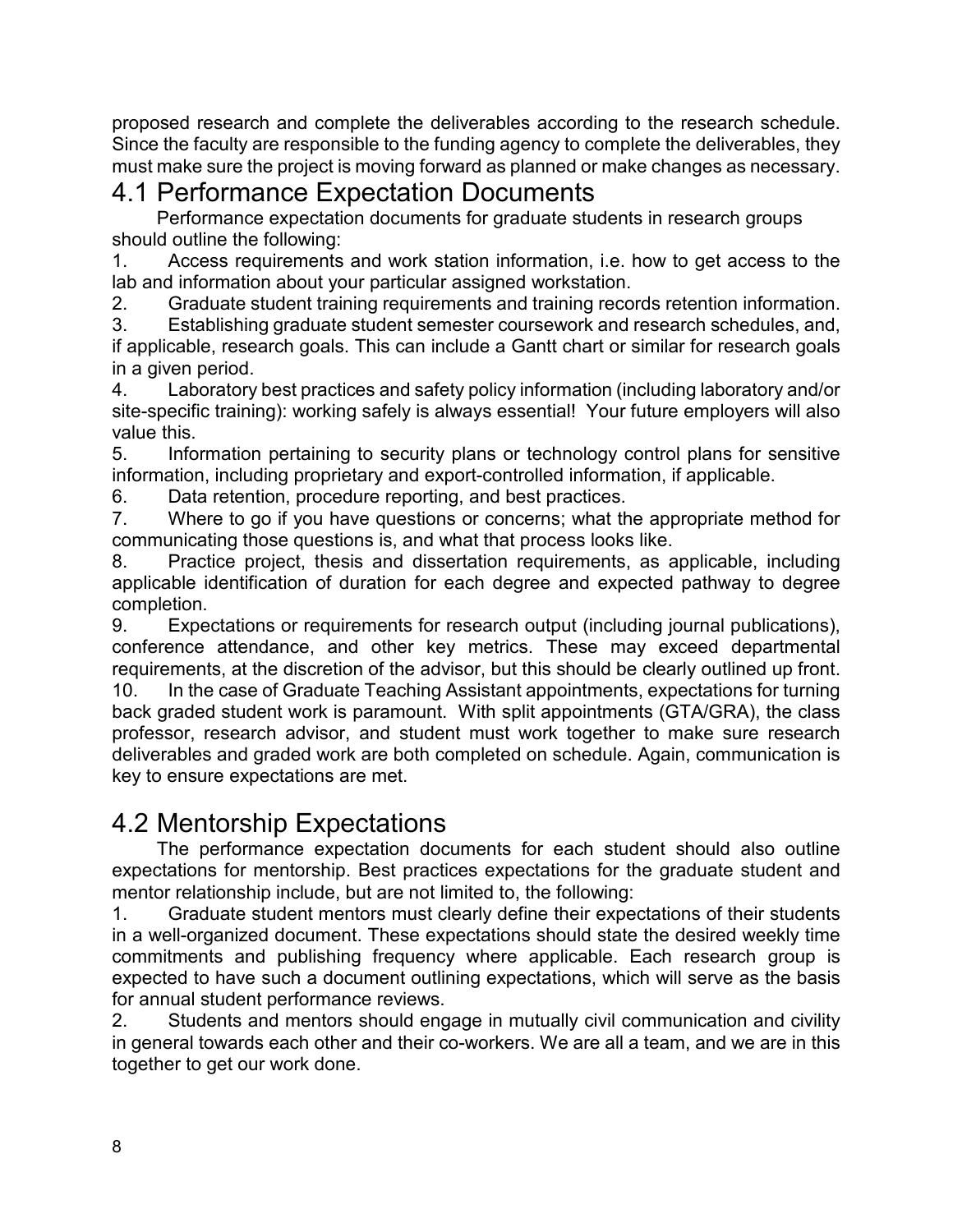proposed research and complete the deliverables according to the research schedule. Since the faculty are responsible to the funding agency to complete the deliverables, they must make sure the project is moving forward as planned or make changes as necessary.

## 4.1 Performance Expectation Documents

Performance expectation documents for graduate students in research groups should outline the following:

1. Access requirements and work station information, i.e. how to get access to the lab and information about your particular assigned workstation.
2. Graduate student training requirements and training records retention information.
3. Establishing graduate student semester coursework and research schedules, and, if applicable, research goals. This can include a Gantt chart or similar for research goals in a given period.
4. Laboratory best practices and safety policy information (including laboratory and/or site-specific training): working safely is always essential! Your future employers will also value this.
5. Information pertaining to security plans or technology control plans for sensitive information, including proprietary and export-controlled information, if applicable.
6. Data retention, procedure reporting, and best practices.
7. Where to go if you have questions or concerns; what the appropriate method for communicating those questions is, and what that process looks like.
8. Practice project, thesis and dissertation requirements, as applicable, including applicable identification of duration for each degree and expected pathway to degree completion.
9. Expectations or requirements for research output (including journal publications), conference attendance, and other key metrics. These may exceed departmental requirements, at the discretion of the advisor, but this should be clearly outlined up front.
10. In the case of Graduate Teaching Assistant appointments, expectations for turning back graded student work is paramount. With split appointments (GTA/GRA), the class professor, research advisor, and student must work together to make sure research deliverables and graded work are both completed on schedule. Again, communication is key to ensure expectations are met.

## 4.2 Mentorship Expectations

The performance expectation documents for each student should also outline expectations for mentorship. Best practices expectations for the graduate student and mentor relationship include, but are not limited to, the following:

1. Graduate student mentors must clearly define their expectations of their students in a well-organized document. These expectations should state the desired weekly time commitments and publishing frequency where applicable. Each research group is expected to have such a document outlining expectations, which will serve as the basis for annual student performance reviews.
2. Students and mentors should engage in mutually civil communication and civility in general towards each other and their co-workers. We are all a team, and we are in this together to get our work done.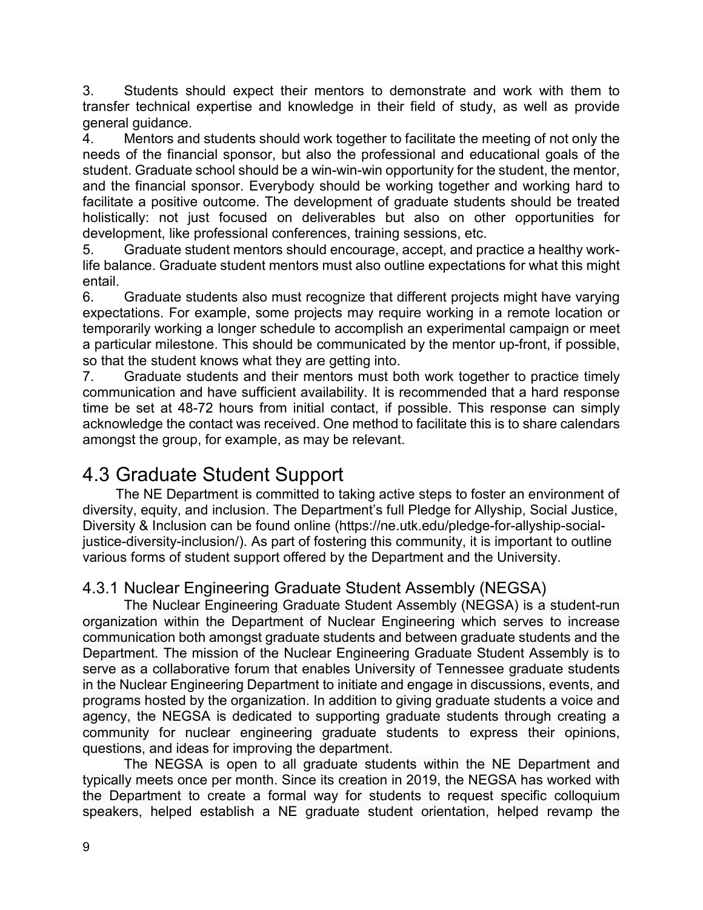3. Students should expect their mentors to demonstrate and work with them to transfer technical expertise and knowledge in their field of study, as well as provide general guidance.
4. Mentors and students should work together to facilitate the meeting of not only the needs of the financial sponsor, but also the professional and educational goals of the student. Graduate school should be a win-win-win opportunity for the student, the mentor, and the financial sponsor. Everybody should be working together and working hard to facilitate a positive outcome. The development of graduate students should be treated holistically: not just focused on deliverables but also on other opportunities for development, like professional conferences, training sessions, etc.
5. Graduate student mentors should encourage, accept, and practice a healthy work-life balance. Graduate student mentors must also outline expectations for what this might entail.
6. Graduate students also must recognize that different projects might have varying expectations. For example, some projects may require working in a remote location or temporarily working a longer schedule to accomplish an experimental campaign or meet a particular milestone. This should be communicated by the mentor up-front, if possible, so that the student knows what they are getting into.
7. Graduate students and their mentors must both work together to practice timely communication and have sufficient availability. It is recommended that a hard response time be set at 48-72 hours from initial contact, if possible. This response can simply acknowledge the contact was received. One method to facilitate this is to share calendars amongst the group, for example, as may be relevant.

## 4.3 Graduate Student Support

The NE Department is committed to taking active steps to foster an environment of diversity, equity, and inclusion. The Department's full Pledge for Allyship, Social Justice, Diversity & Inclusion can be found online (https://ne.utk.edu/pledge-for-allyship-social-justice-diversity-inclusion/). As part of fostering this community, it is important to outline various forms of student support offered by the Department and the University.

### 4.3.1 Nuclear Engineering Graduate Student Assembly (NEGSA)

The Nuclear Engineering Graduate Student Assembly (NEGSA) is a student-run organization within the Department of Nuclear Engineering which serves to increase communication both amongst graduate students and between graduate students and the Department. The mission of the Nuclear Engineering Graduate Student Assembly is to serve as a collaborative forum that enables University of Tennessee graduate students in the Nuclear Engineering Department to initiate and engage in discussions, events, and programs hosted by the organization. In addition to giving graduate students a voice and agency, the NEGSA is dedicated to supporting graduate students through creating a community for nuclear engineering graduate students to express their opinions, questions, and ideas for improving the department.

The NEGSA is open to all graduate students within the NE Department and typically meets once per month. Since its creation in 2019, the NEGSA has worked with the Department to create a formal way for students to request specific colloquium speakers, helped establish a NE graduate student orientation, helped revamp the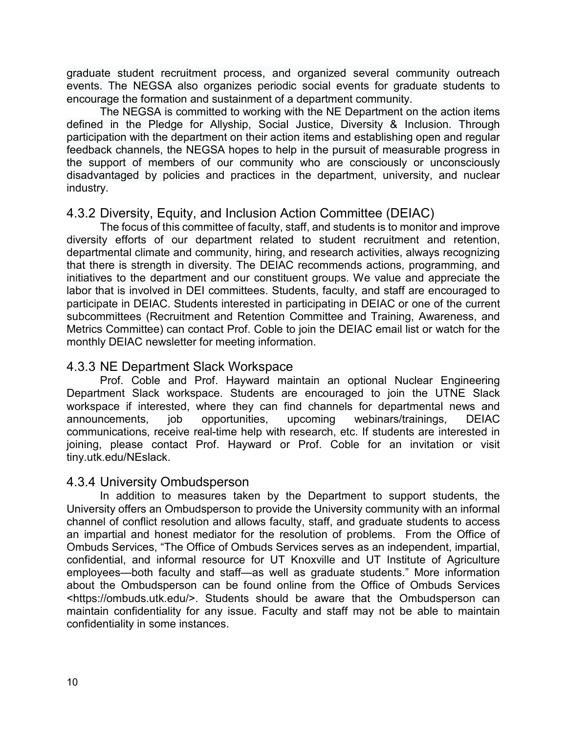graduate student recruitment process, and organized several community outreach events. The NEGSA also organizes periodic social events for graduate students to encourage the formation and sustainment of a department community.

The NEGSA is committed to working with the NE Department on the action items defined in the Pledge for Allyship, Social Justice, Diversity & Inclusion. Through participation with the department on their action items and establishing open and regular feedback channels, the NEGSA hopes to help in the pursuit of measurable progress in the support of members of our community who are consciously or unconsciously disadvantaged by policies and practices in the department, university, and nuclear industry.

### 4.3.2 Diversity, Equity, and Inclusion Action Committee (DEIAC)

The focus of this committee of faculty, staff, and students is to monitor and improve diversity efforts of our department related to student recruitment and retention, departmental climate and community, hiring, and research activities, always recognizing that there is strength in diversity. The DEIAC recommends actions, programming, and initiatives to the department and our constituent groups. We value and appreciate the labor that is involved in DEI committees. Students, faculty, and staff are encouraged to participate in DEIAC. Students interested in participating in DEIAC or one of the current subcommittees (Recruitment and Retention Committee and Training, Awareness, and Metrics Committee) can contact Prof. Coble to join the DEIAC email list or watch for the monthly DEIAC newsletter for meeting information.

### 4.3.3 NE Department Slack Workspace

Prof. Coble and Prof. Hayward maintain an optional Nuclear Engineering Department Slack workspace. Students are encouraged to join the UTNE Slack workspace if interested, where they can find channels for departmental news and announcements, job opportunities, upcoming webinars/trainings, DEIAC communications, receive real-time help with research, etc. If students are interested in joining, please contact Prof. Hayward or Prof. Coble for an invitation or visit tiny.utk.edu/NEslack.

### 4.3.4 University Ombudsperson

In addition to measures taken by the Department to support students, the University offers an Ombudsperson to provide the University community with an informal channel of conflict resolution and allows faculty, staff, and graduate students to access an impartial and honest mediator for the resolution of problems. From the Office of Ombuds Services, "The Office of Ombuds Services serves as an independent, impartial, confidential, and informal resource for UT Knoxville and UT Institute of Agriculture employees—both faculty and staff—as well as graduate students." More information about the Ombudsperson can be found online from the Office of Ombuds Services <https://ombuds.utk.edu/>. Students should be aware that the Ombudsperson can maintain confidentiality for any issue. Faculty and staff may not be able to maintain confidentiality in some instances.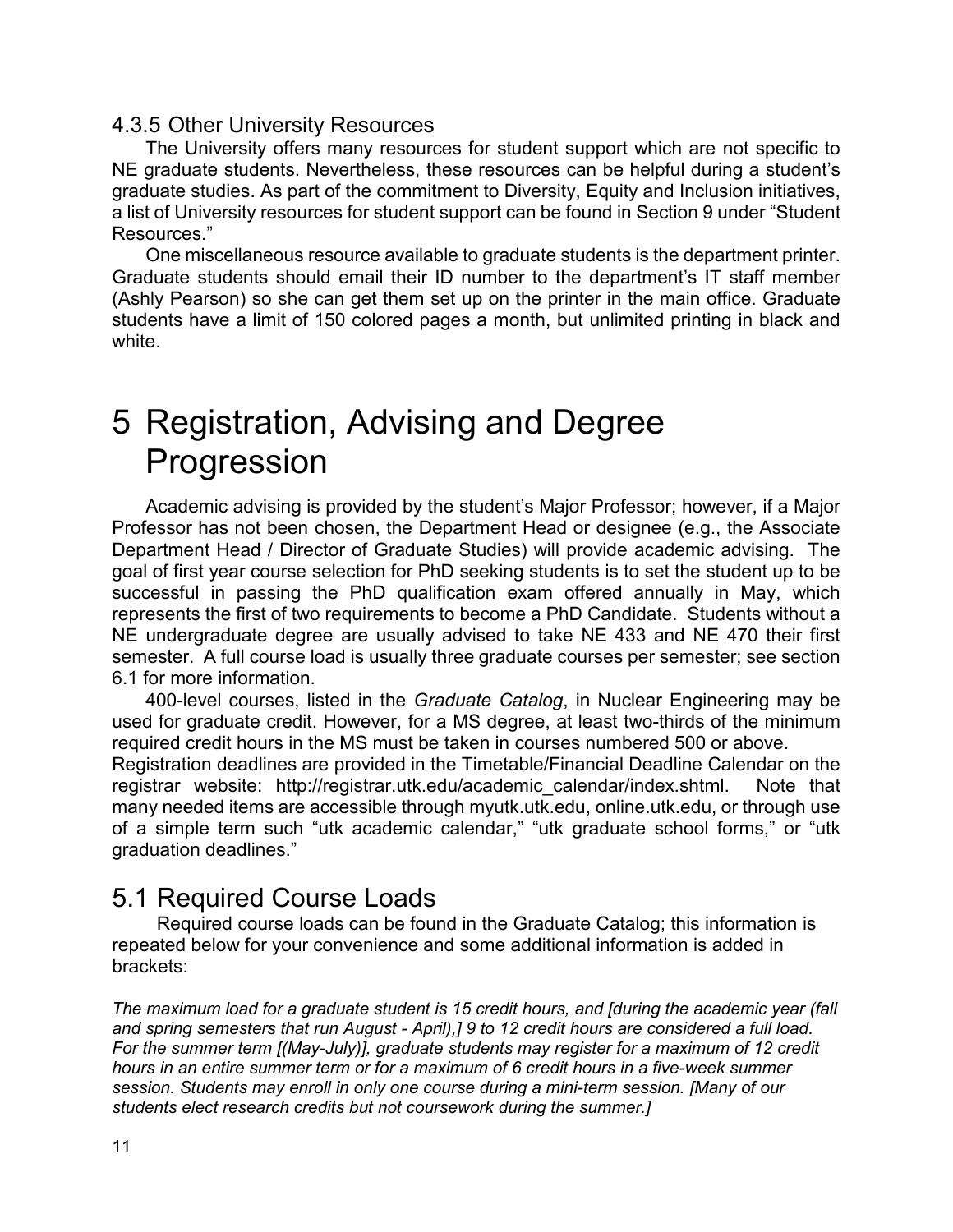### 4.3.5 Other University Resources

The University offers many resources for student support which are not specific to NE graduate students. Nevertheless, these resources can be helpful during a student's graduate studies. As part of the commitment to Diversity, Equity and Inclusion initiatives, a list of University resources for student support can be found in Section 9 under "Student Resources."

One miscellaneous resource available to graduate students is the department printer. Graduate students should email their ID number to the department's IT staff member (Ashly Pearson) so she can get them set up on the printer in the main office. Graduate students have a limit of 150 colored pages a month, but unlimited printing in black and white.

# 5 Registration, Advising and Degree Progression

Academic advising is provided by the student's Major Professor; however, if a Major Professor has not been chosen, the Department Head or designee (e.g., the Associate Department Head / Director of Graduate Studies) will provide academic advising. The goal of first year course selection for PhD seeking students is to set the student up to be successful in passing the PhD qualification exam offered annually in May, which represents the first of two requirements to become a PhD Candidate. Students without a NE undergraduate degree are usually advised to take NE 433 and NE 470 their first semester. A full course load is usually three graduate courses per semester; see section 6.1 for more information.

400-level courses, listed in the *Graduate Catalog*, in Nuclear Engineering may be used for graduate credit. However, for a MS degree, at least two-thirds of the minimum required credit hours in the MS must be taken in courses numbered 500 or above.
Registration deadlines are provided in the Timetable/Financial Deadline Calendar on the registrar website: http://registrar.utk.edu/academic_calendar/index.shtml. Note that many needed items are accessible through myutk.utk.edu, online.utk.edu, or through use of a simple term such "utk academic calendar," "utk graduate school forms," or "utk graduation deadlines."

## 5.1 Required Course Loads

Required course loads can be found in the Graduate Catalog; this information is repeated below for your convenience and some additional information is added in brackets:

*The maximum load for a graduate student is 15 credit hours, and [during the academic year (fall and spring semesters that run August - April),] 9 to 12 credit hours are considered a full load. For the summer term [(May-July)], graduate students may register for a maximum of 12 credit hours in an entire summer term or for a maximum of 6 credit hours in a five-week summer session. Students may enroll in only one course during a mini-term session. [Many of our students elect research credits but not coursework during the summer.]*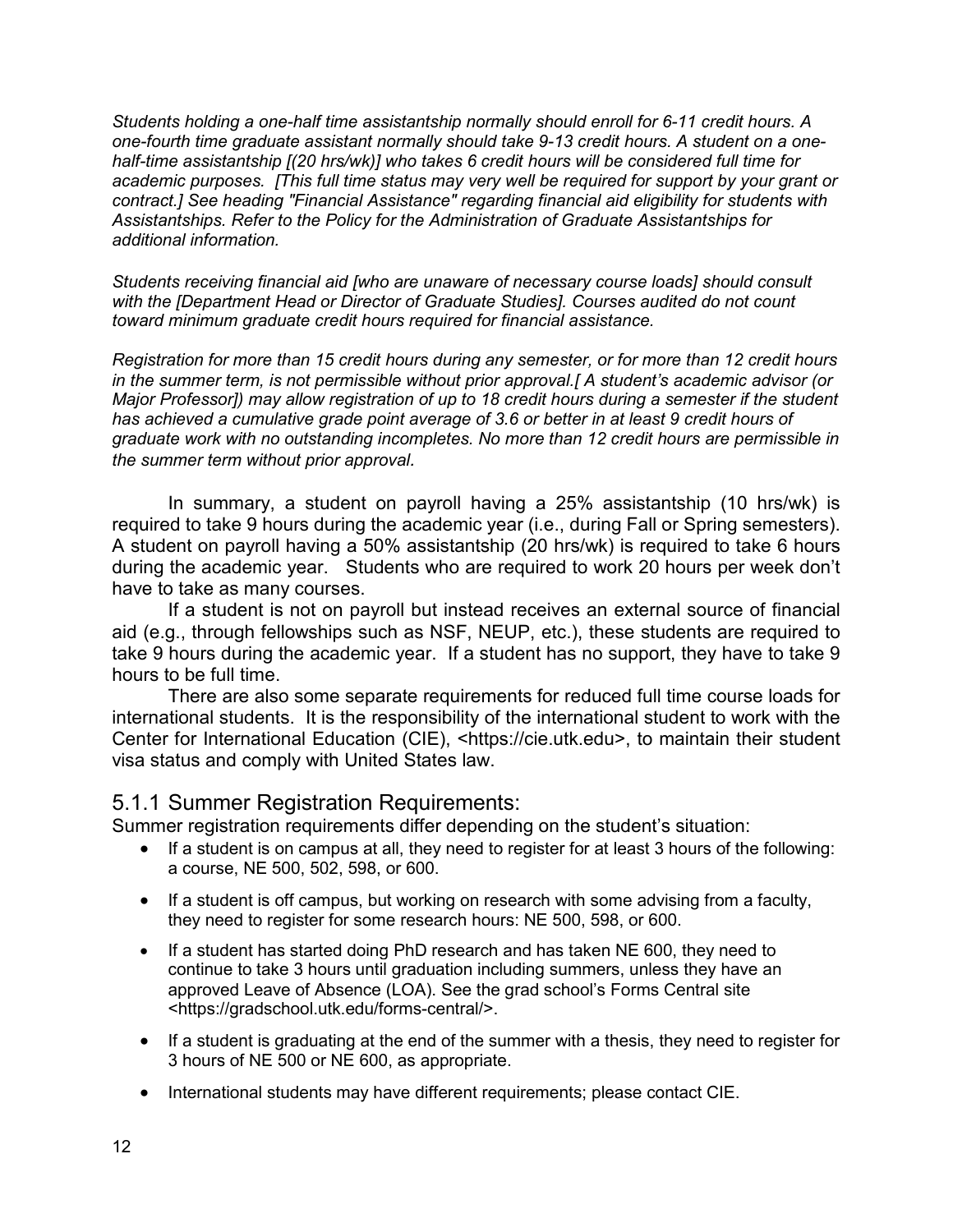*Students holding a one-half time assistantship normally should enroll for 6-11 credit hours. A one-fourth time graduate assistant normally should take 9-13 credit hours. A student on a one-half-time assistantship [(20 hrs/wk)] who takes 6 credit hours will be considered full time for academic purposes. [This full time status may very well be required for support by your grant or contract.] See heading "Financial Assistance" regarding financial aid eligibility for students with Assistantships. Refer to the Policy for the Administration of Graduate Assistantships for additional information.*

*Students receiving financial aid [who are unaware of necessary course loads] should consult with the [Department Head or Director of Graduate Studies]. Courses audited do not count toward minimum graduate credit hours required for financial assistance.*

*Registration for more than 15 credit hours during any semester, or for more than 12 credit hours in the summer term, is not permissible without prior approval.[ A student's academic advisor (or Major Professor]) may allow registration of up to 18 credit hours during a semester if the student has achieved a cumulative grade point average of 3.6 or better in at least 9 credit hours of graduate work with no outstanding incompletes. No more than 12 credit hours are permissible in the summer term without prior approval.*

In summary, a student on payroll having a 25% assistantship (10 hrs/wk) is required to take 9 hours during the academic year (i.e., during Fall or Spring semesters). A student on payroll having a 50% assistantship (20 hrs/wk) is required to take 6 hours during the academic year. Students who are required to work 20 hours per week don't have to take as many courses.

If a student is not on payroll but instead receives an external source of financial aid (e.g., through fellowships such as NSF, NEUP, etc.), these students are required to take 9 hours during the academic year. If a student has no support, they have to take 9 hours to be full time.

There are also some separate requirements for reduced full time course loads for international students. It is the responsibility of the international student to work with the Center for International Education (CIE), <https://cie.utk.edu>, to maintain their student visa status and comply with United States law.

## 5.1.1 Summer Registration Requirements:

Summer registration requirements differ depending on the student's situation:

- If a student is on campus at all, they need to register for at least 3 hours of the following: a course, NE 500, 502, 598, or 600.
- If a student is off campus, but working on research with some advising from a faculty, they need to register for some research hours: NE 500, 598, or 600.
- If a student has started doing PhD research and has taken NE 600, they need to continue to take 3 hours until graduation including summers, unless they have an approved Leave of Absence (LOA). See the grad school's Forms Central site <https://gradschool.utk.edu/forms-central/>.
- If a student is graduating at the end of the summer with a thesis, they need to register for 3 hours of NE 500 or NE 600, as appropriate.
- International students may have different requirements; please contact CIE.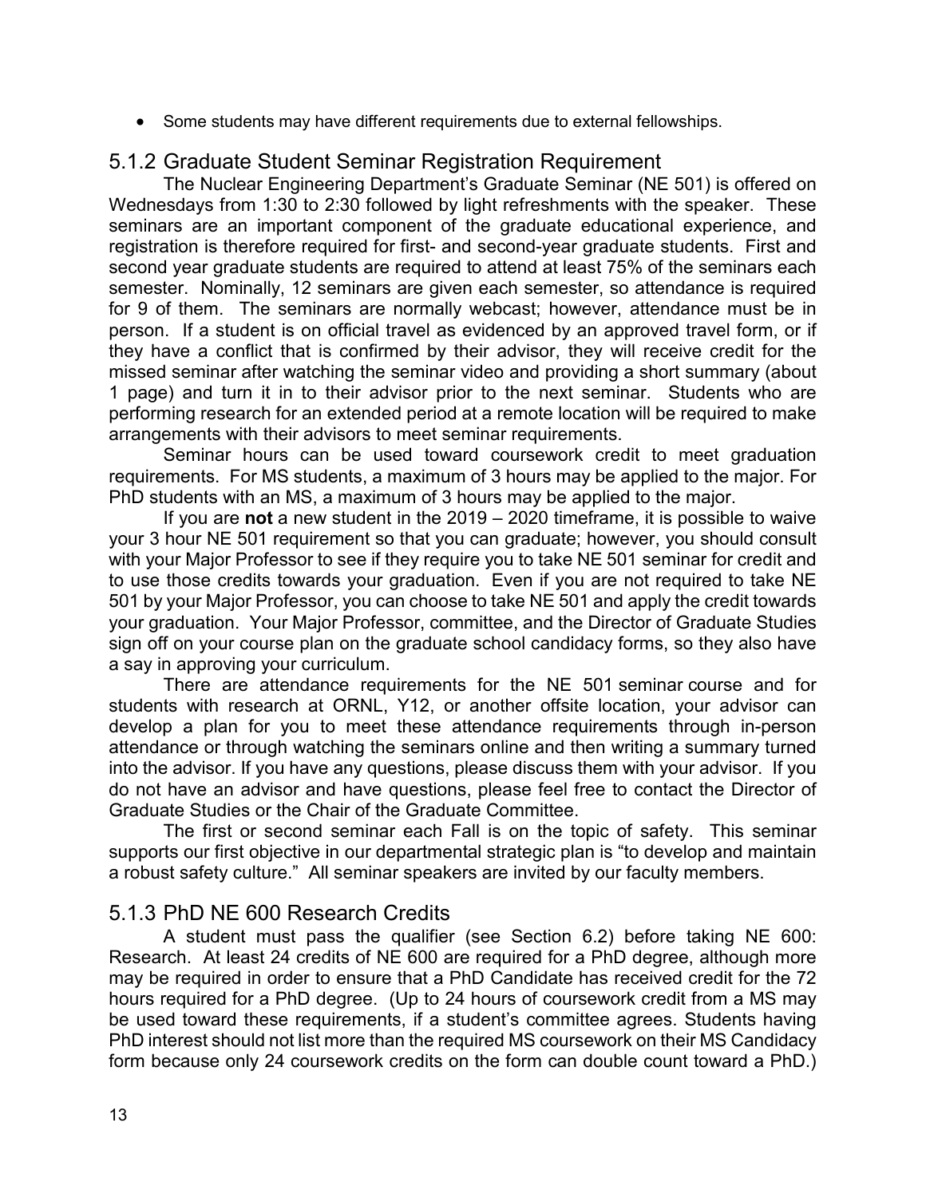- Some students may have different requirements due to external fellowships.

### 5.1.2 Graduate Student Seminar Registration Requirement

The Nuclear Engineering Department's Graduate Seminar (NE 501) is offered on Wednesdays from 1:30 to 2:30 followed by light refreshments with the speaker. These seminars are an important component of the graduate educational experience, and registration is therefore required for first- and second-year graduate students. First and second year graduate students are required to attend at least 75% of the seminars each semester. Nominally, 12 seminars are given each semester, so attendance is required for 9 of them. The seminars are normally webcast; however, attendance must be in person. If a student is on official travel as evidenced by an approved travel form, or if they have a conflict that is confirmed by their advisor, they will receive credit for the missed seminar after watching the seminar video and providing a short summary (about 1 page) and turn it in to their advisor prior to the next seminar. Students who are performing research for an extended period at a remote location will be required to make arrangements with their advisors to meet seminar requirements.

Seminar hours can be used toward coursework credit to meet graduation requirements. For MS students, a maximum of 3 hours may be applied to the major. For PhD students with an MS, a maximum of 3 hours may be applied to the major.

If you are **not** a new student in the 2019 – 2020 timeframe, it is possible to waive your 3 hour NE 501 requirement so that you can graduate; however, you should consult with your Major Professor to see if they require you to take NE 501 seminar for credit and to use those credits towards your graduation. Even if you are not required to take NE 501 by your Major Professor, you can choose to take NE 501 and apply the credit towards your graduation. Your Major Professor, committee, and the Director of Graduate Studies sign off on your course plan on the graduate school candidacy forms, so they also have a say in approving your curriculum.

There are attendance requirements for the NE 501 seminar course and for students with research at ORNL, Y12, or another offsite location, your advisor can develop a plan for you to meet these attendance requirements through in-person attendance or through watching the seminars online and then writing a summary turned into the advisor. If you have any questions, please discuss them with your advisor. If you do not have an advisor and have questions, please feel free to contact the Director of Graduate Studies or the Chair of the Graduate Committee.

The first or second seminar each Fall is on the topic of safety. This seminar supports our first objective in our departmental strategic plan is "to develop and maintain a robust safety culture." All seminar speakers are invited by our faculty members.

### 5.1.3 PhD NE 600 Research Credits

A student must pass the qualifier (see Section 6.2) before taking NE 600: Research. At least 24 credits of NE 600 are required for a PhD degree, although more may be required in order to ensure that a PhD Candidate has received credit for the 72 hours required for a PhD degree. (Up to 24 hours of coursework credit from a MS may be used toward these requirements, if a student's committee agrees. Students having PhD interest should not list more than the required MS coursework on their MS Candidacy form because only 24 coursework credits on the form can double count toward a PhD.)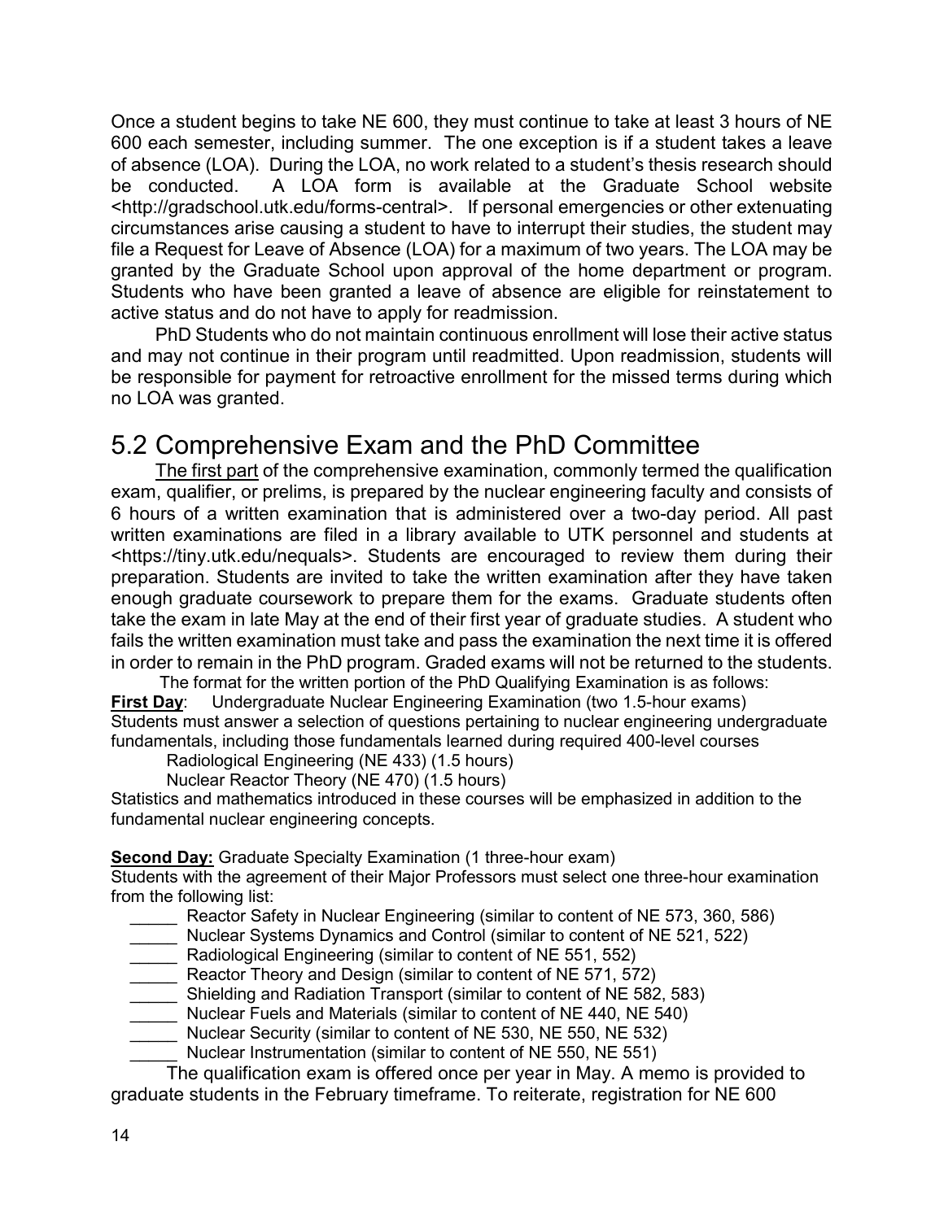Once a student begins to take NE 600, they must continue to take at least 3 hours of NE 600 each semester, including summer. The one exception is if a student takes a leave of absence (LOA). During the LOA, no work related to a student's thesis research should be conducted. A LOA form is available at the Graduate School website <http://gradschool.utk.edu/forms-central>. If personal emergencies or other extenuating circumstances arise causing a student to have to interrupt their studies, the student may file a Request for Leave of Absence (LOA) for a maximum of two years. The LOA may be granted by the Graduate School upon approval of the home department or program. Students who have been granted a leave of absence are eligible for reinstatement to active status and do not have to apply for readmission.

PhD Students who do not maintain continuous enrollment will lose their active status and may not continue in their program until readmitted. Upon readmission, students will be responsible for payment for retroactive enrollment for the missed terms during which no LOA was granted.

## 5.2 Comprehensive Exam and the PhD Committee

The first part of the comprehensive examination, commonly termed the qualification exam, qualifier, or prelims, is prepared by the nuclear engineering faculty and consists of 6 hours of a written examination that is administered over a two-day period. All past written examinations are filed in a library available to UTK personnel and students at <https://tiny.utk.edu/nequals>. Students are encouraged to review them during their preparation. Students are invited to take the written examination after they have taken enough graduate coursework to prepare them for the exams. Graduate students often take the exam in late May at the end of their first year of graduate studies. A student who fails the written examination must take and pass the examination the next time it is offered in order to remain in the PhD program. Graded exams will not be returned to the students.

The format for the written portion of the PhD Qualifying Examination is as follows:

**First Day**: Undergraduate Nuclear Engineering Examination (two 1.5-hour exams)
Students must answer a selection of questions pertaining to nuclear engineering undergraduate fundamentals, including those fundamentals learned during required 400-level courses

Radiological Engineering (NE 433) (1.5 hours)
Nuclear Reactor Theory (NE 470) (1.5 hours)

Statistics and mathematics introduced in these courses will be emphasized in addition to the fundamental nuclear engineering concepts.

**Second Day:** Graduate Specialty Examination (1 three-hour exam)
Students with the agreement of their Major Professors must select one three-hour examination from the following list:

_____ Reactor Safety in Nuclear Engineering (similar to content of NE 573, 360, 586)
_____ Nuclear Systems Dynamics and Control (similar to content of NE 521, 522)
_____ Radiological Engineering (similar to content of NE 551, 552)
_____ Reactor Theory and Design (similar to content of NE 571, 572)
_____ Shielding and Radiation Transport (similar to content of NE 582, 583)
_____ Nuclear Fuels and Materials (similar to content of NE 440, NE 540)
_____ Nuclear Security (similar to content of NE 530, NE 550, NE 532)
_____ Nuclear Instrumentation (similar to content of NE 550, NE 551)

The qualification exam is offered once per year in May. A memo is provided to graduate students in the February timeframe. To reiterate, registration for NE 600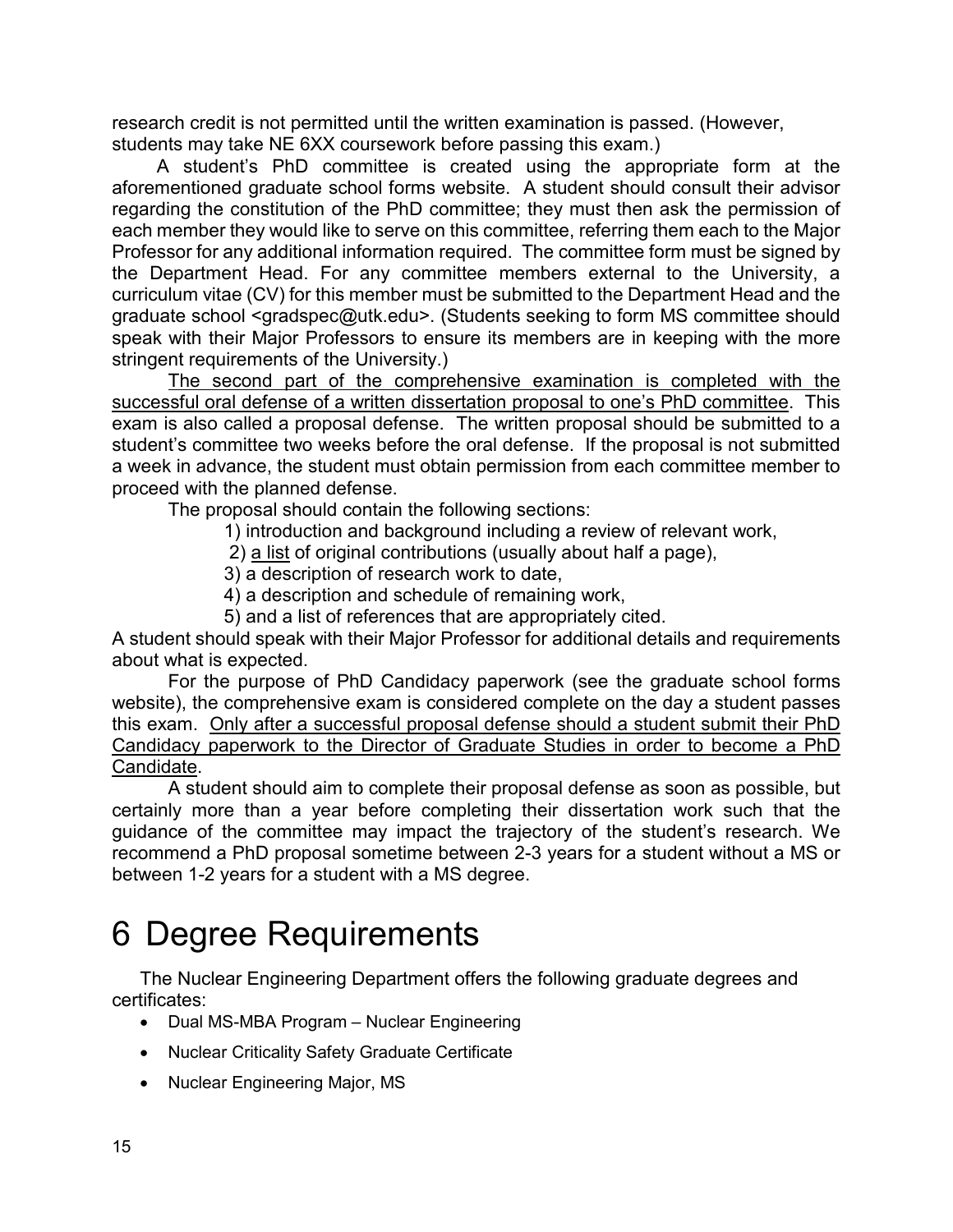research credit is not permitted until the written examination is passed. (However, students may take NE 6XX coursework before passing this exam.)

A student's PhD committee is created using the appropriate form at the aforementioned graduate school forms website. A student should consult their advisor regarding the constitution of the PhD committee; they must then ask the permission of each member they would like to serve on this committee, referring them each to the Major Professor for any additional information required. The committee form must be signed by the Department Head. For any committee members external to the University, a curriculum vitae (CV) for this member must be submitted to the Department Head and the graduate school <gradspec@utk.edu>. (Students seeking to form MS committee should speak with their Major Professors to ensure its members are in keeping with the more stringent requirements of the University.)

<u>The second part of the comprehensive examination is completed with the successful oral defense of a written dissertation proposal to one's PhD committee</u>. This exam is also called a proposal defense. The written proposal should be submitted to a student's committee two weeks before the oral defense. If the proposal is not submitted a week in advance, the student must obtain permission from each committee member to proceed with the planned defense.

The proposal should contain the following sections:

1) introduction and background including a review of relevant work,
2) <u>a list</u> of original contributions (usually about half a page),
3) a description of research work to date,
4) a description and schedule of remaining work,
5) and a list of references that are appropriately cited.

A student should speak with their Major Professor for additional details and requirements about what is expected.

For the purpose of PhD Candidacy paperwork (see the graduate school forms website), the comprehensive exam is considered complete on the day a student passes this exam. <u>Only after a successful proposal defense should a student submit their PhD Candidacy paperwork to the Director of Graduate Studies in order to become a PhD Candidate</u>.

A student should aim to complete their proposal defense as soon as possible, but certainly more than a year before completing their dissertation work such that the guidance of the committee may impact the trajectory of the student's research. We recommend a PhD proposal sometime between 2-3 years for a student without a MS or between 1-2 years for a student with a MS degree.

# 6 Degree Requirements

The Nuclear Engineering Department offers the following graduate degrees and certificates:

- Dual MS-MBA Program – Nuclear Engineering
- Nuclear Criticality Safety Graduate Certificate
- Nuclear Engineering Major, MS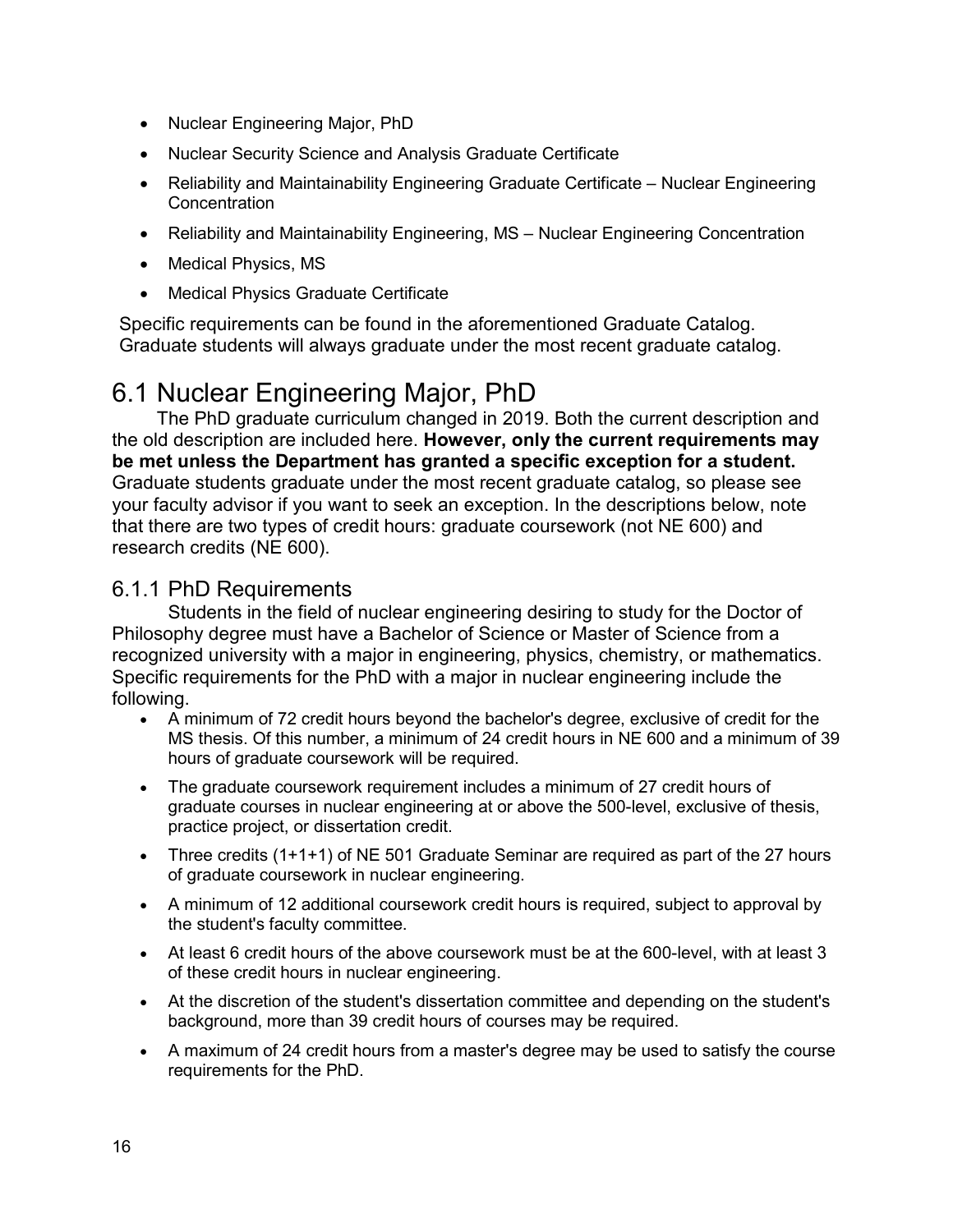- Nuclear Engineering Major, PhD
- Nuclear Security Science and Analysis Graduate Certificate
- Reliability and Maintainability Engineering Graduate Certificate – Nuclear Engineering Concentration
- Reliability and Maintainability Engineering, MS – Nuclear Engineering Concentration
- Medical Physics, MS
- Medical Physics Graduate Certificate

Specific requirements can be found in the aforementioned Graduate Catalog. Graduate students will always graduate under the most recent graduate catalog.

# 6.1 Nuclear Engineering Major, PhD

The PhD graduate curriculum changed in 2019. Both the current description and the old description are included here. **However, only the current requirements may be met unless the Department has granted a specific exception for a student.** Graduate students graduate under the most recent graduate catalog, so please see your faculty advisor if you want to seek an exception. In the descriptions below, note that there are two types of credit hours: graduate coursework (not NE 600) and research credits (NE 600).

## 6.1.1 PhD Requirements

Students in the field of nuclear engineering desiring to study for the Doctor of Philosophy degree must have a Bachelor of Science or Master of Science from a recognized university with a major in engineering, physics, chemistry, or mathematics. Specific requirements for the PhD with a major in nuclear engineering include the following.

- A minimum of 72 credit hours beyond the bachelor's degree, exclusive of credit for the MS thesis. Of this number, a minimum of 24 credit hours in NE 600 and a minimum of 39 hours of graduate coursework will be required.
- The graduate coursework requirement includes a minimum of 27 credit hours of graduate courses in nuclear engineering at or above the 500-level, exclusive of thesis, practice project, or dissertation credit.
- Three credits (1+1+1) of NE 501 Graduate Seminar are required as part of the 27 hours of graduate coursework in nuclear engineering.
- A minimum of 12 additional coursework credit hours is required, subject to approval by the student's faculty committee.
- At least 6 credit hours of the above coursework must be at the 600-level, with at least 3 of these credit hours in nuclear engineering.
- At the discretion of the student's dissertation committee and depending on the student's background, more than 39 credit hours of courses may be required.
- A maximum of 24 credit hours from a master's degree may be used to satisfy the course requirements for the PhD.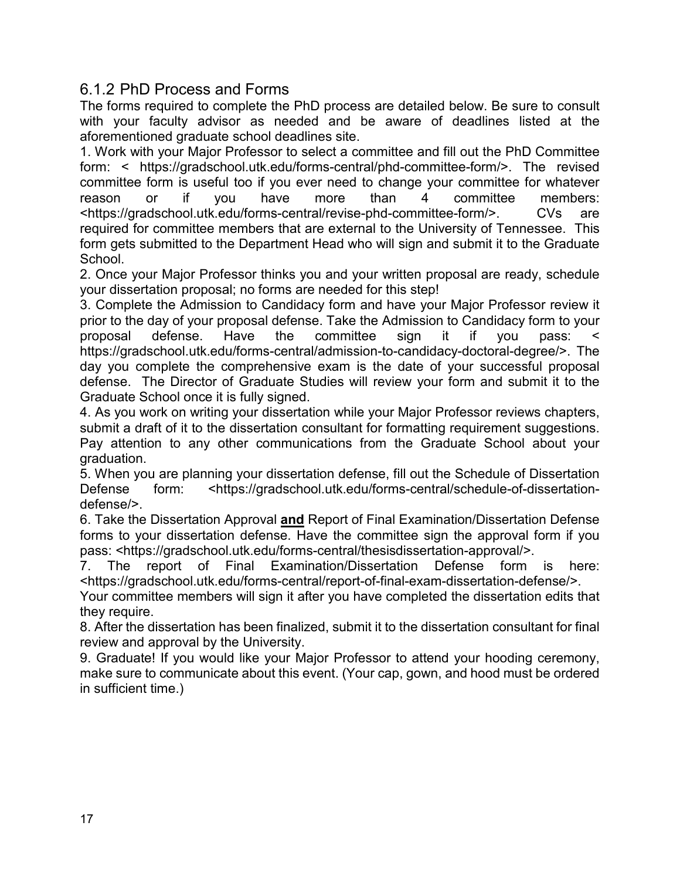### 6.1.2 PhD Process and Forms

The forms required to complete the PhD process are detailed below. Be sure to consult with your faculty advisor as needed and be aware of deadlines listed at the aforementioned graduate school deadlines site.

1. Work with your Major Professor to select a committee and fill out the PhD Committee form: < https://gradschool.utk.edu/forms-central/phd-committee-form/>. The revised committee form is useful too if you ever need to change your committee for whatever reason or if you have more than 4 committee members: <https://gradschool.utk.edu/forms-central/revise-phd-committee-form/>. CVs are required for committee members that are external to the University of Tennessee. This form gets submitted to the Department Head who will sign and submit it to the Graduate School.
2. Once your Major Professor thinks you and your written proposal are ready, schedule your dissertation proposal; no forms are needed for this step!
3. Complete the Admission to Candidacy form and have your Major Professor review it prior to the day of your proposal defense. Take the Admission to Candidacy form to your proposal defense. Have the committee sign it if you pass: < https://gradschool.utk.edu/forms-central/admission-to-candidacy-doctoral-degree/>. The day you complete the comprehensive exam is the date of your successful proposal defense. The Director of Graduate Studies will review your form and submit it to the Graduate School once it is fully signed.
4. As you work on writing your dissertation while your Major Professor reviews chapters, submit a draft of it to the dissertation consultant for formatting requirement suggestions. Pay attention to any other communications from the Graduate School about your graduation.
5. When you are planning your dissertation defense, fill out the Schedule of Dissertation Defense form: <https://gradschool.utk.edu/forms-central/schedule-of-dissertation-defense/>.
6. Take the Dissertation Approval **and** Report of Final Examination/Dissertation Defense forms to your dissertation defense. Have the committee sign the approval form if you pass: <https://gradschool.utk.edu/forms-central/thesisdissertation-approval/>.
7. The report of Final Examination/Dissertation Defense form is here: <https://gradschool.utk.edu/forms-central/report-of-final-exam-dissertation-defense/>. Your committee members will sign it after you have completed the dissertation edits that they require.
8. After the dissertation has been finalized, submit it to the dissertation consultant for final review and approval by the University.
9. Graduate! If you would like your Major Professor to attend your hooding ceremony, make sure to communicate about this event. (Your cap, gown, and hood must be ordered in sufficient time.)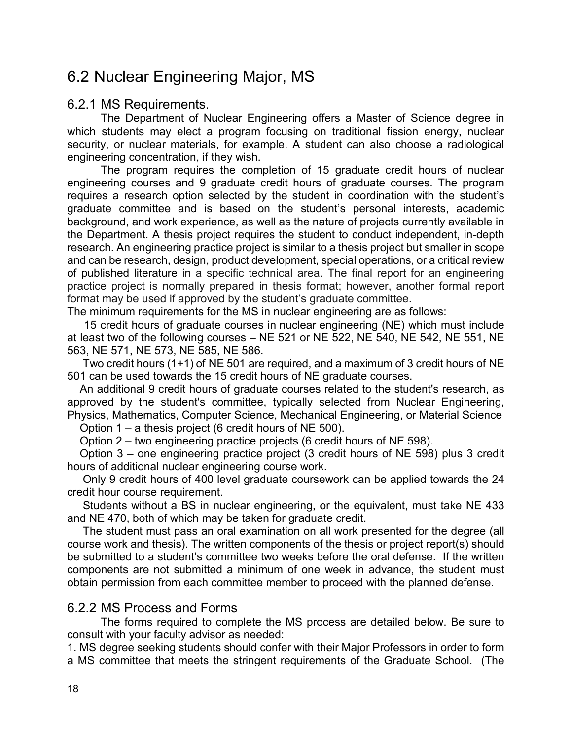## 6.2 Nuclear Engineering Major, MS

### 6.2.1 MS Requirements.

The Department of Nuclear Engineering offers a Master of Science degree in which students may elect a program focusing on traditional fission energy, nuclear security, or nuclear materials, for example. A student can also choose a radiological engineering concentration, if they wish.

The program requires the completion of 15 graduate credit hours of nuclear engineering courses and 9 graduate credit hours of graduate courses. The program requires a research option selected by the student in coordination with the student's graduate committee and is based on the student's personal interests, academic background, and work experience, as well as the nature of projects currently available in the Department. A thesis project requires the student to conduct independent, in-depth research. An engineering practice project is similar to a thesis project but smaller in scope and can be research, design, product development, special operations, or a critical review of published literature in a specific technical area. The final report for an engineering practice project is normally prepared in thesis format; however, another formal report format may be used if approved by the student's graduate committee.

The minimum requirements for the MS in nuclear engineering are as follows:

15 credit hours of graduate courses in nuclear engineering (NE) which must include at least two of the following courses – NE 521 or NE 522, NE 540, NE 542, NE 551, NE 563, NE 571, NE 573, NE 585, NE 586.

Two credit hours (1+1) of NE 501 are required, and a maximum of 3 credit hours of NE 501 can be used towards the 15 credit hours of NE graduate courses.

An additional 9 credit hours of graduate courses related to the student's research, as approved by the student's committee, typically selected from Nuclear Engineering, Physics, Mathematics, Computer Science, Mechanical Engineering, or Material Science

Option 1 – a thesis project (6 credit hours of NE 500).

Option 2 – two engineering practice projects (6 credit hours of NE 598).

Option 3 – one engineering practice project (3 credit hours of NE 598) plus 3 credit hours of additional nuclear engineering course work.

Only 9 credit hours of 400 level graduate coursework can be applied towards the 24 credit hour course requirement.

Students without a BS in nuclear engineering, or the equivalent, must take NE 433 and NE 470, both of which may be taken for graduate credit.

The student must pass an oral examination on all work presented for the degree (all course work and thesis). The written components of the thesis or project report(s) should be submitted to a student's committee two weeks before the oral defense. If the written components are not submitted a minimum of one week in advance, the student must obtain permission from each committee member to proceed with the planned defense.

### 6.2.2 MS Process and Forms

The forms required to complete the MS process are detailed below. Be sure to consult with your faculty advisor as needed:

1. MS degree seeking students should confer with their Major Professors in order to form a MS committee that meets the stringent requirements of the Graduate School. (The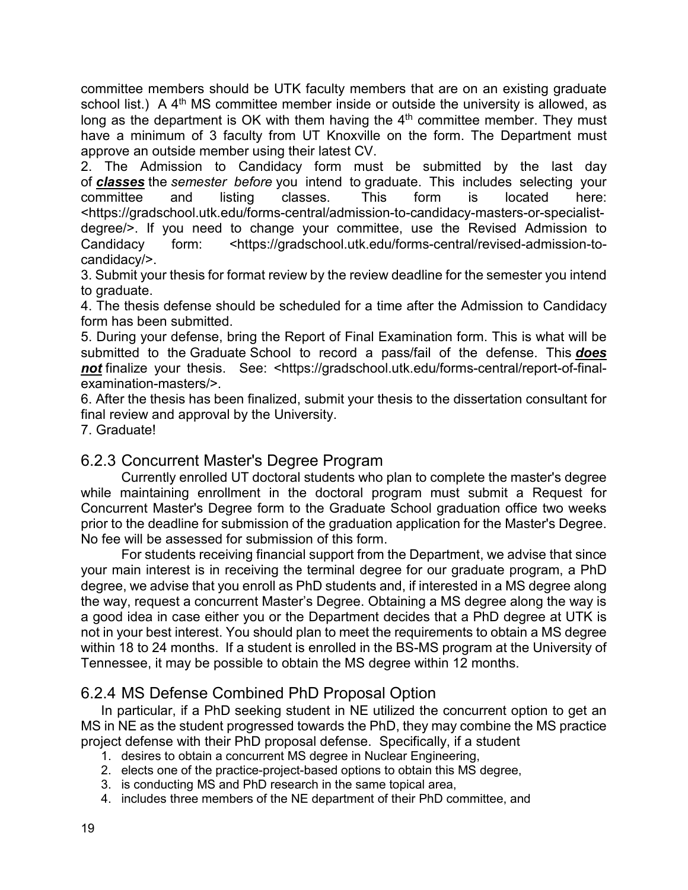committee members should be UTK faculty members that are on an existing graduate school list.) A 4th MS committee member inside or outside the university is allowed, as long as the department is OK with them having the 4th committee member. They must have a minimum of 3 faculty from UT Knoxville on the form. The Department must approve an outside member using their latest CV.

2. The Admission to Candidacy form must be submitted by the last day of ***classes*** the *semester before* you intend to graduate. This includes selecting your committee and listing classes. This form is located here: <https://gradschool.utk.edu/forms-central/admission-to-candidacy-masters-or-specialist-degree/>. If you need to change your committee, use the Revised Admission to Candidacy form: <https://gradschool.utk.edu/forms-central/revised-admission-to-candidacy/>.

3. Submit your thesis for format review by the review deadline for the semester you intend to graduate.

4. The thesis defense should be scheduled for a time after the Admission to Candidacy form has been submitted.

5. During your defense, bring the Report of Final Examination form. This is what will be submitted to the Graduate School to record a pass/fail of the defense. This ***does not*** finalize your thesis. See: <https://gradschool.utk.edu/forms-central/report-of-final-examination-masters/>.

6. After the thesis has been finalized, submit your thesis to the dissertation consultant for final review and approval by the University.

7. Graduate!

### 6.2.3 Concurrent Master's Degree Program

Currently enrolled UT doctoral students who plan to complete the master's degree while maintaining enrollment in the doctoral program must submit a Request for Concurrent Master's Degree form to the Graduate School graduation office two weeks prior to the deadline for submission of the graduation application for the Master's Degree. No fee will be assessed for submission of this form.

For students receiving financial support from the Department, we advise that since your main interest is in receiving the terminal degree for our graduate program, a PhD degree, we advise that you enroll as PhD students and, if interested in a MS degree along the way, request a concurrent Master's Degree. Obtaining a MS degree along the way is a good idea in case either you or the Department decides that a PhD degree at UTK is not in your best interest. You should plan to meet the requirements to obtain a MS degree within 18 to 24 months. If a student is enrolled in the BS-MS program at the University of Tennessee, it may be possible to obtain the MS degree within 12 months.

### 6.2.4 MS Defense Combined PhD Proposal Option

In particular, if a PhD seeking student in NE utilized the concurrent option to get an MS in NE as the student progressed towards the PhD, they may combine the MS practice project defense with their PhD proposal defense. Specifically, if a student

1. desires to obtain a concurrent MS degree in Nuclear Engineering,
2. elects one of the practice-project-based options to obtain this MS degree,
3. is conducting MS and PhD research in the same topical area,
4. includes three members of the NE department of their PhD committee, and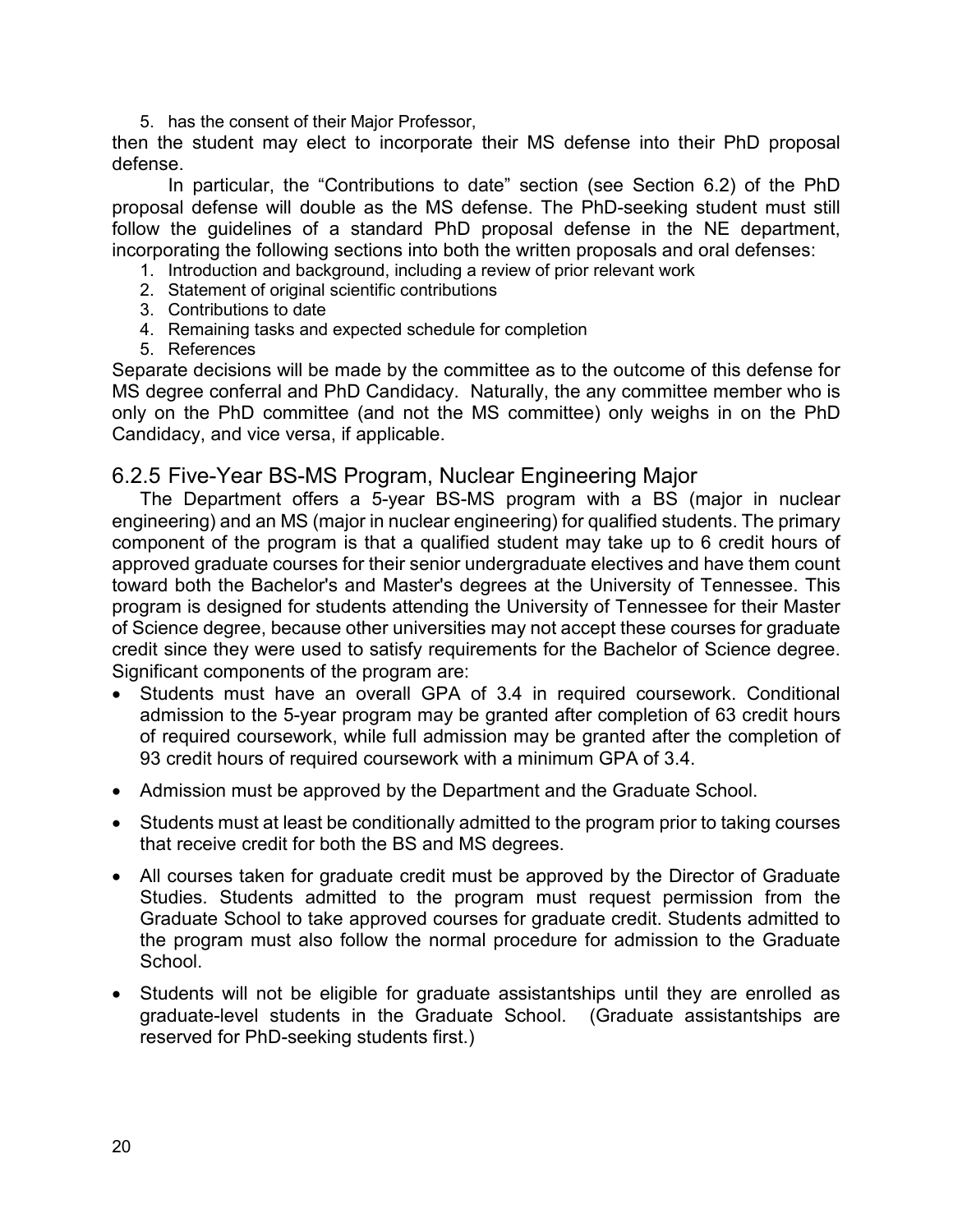5. has the consent of their Major Professor,

then the student may elect to incorporate their MS defense into their PhD proposal defense.

In particular, the "Contributions to date" section (see Section 6.2) of the PhD proposal defense will double as the MS defense. The PhD-seeking student must still follow the guidelines of a standard PhD proposal defense in the NE department, incorporating the following sections into both the written proposals and oral defenses:

1. Introduction and background, including a review of prior relevant work
2. Statement of original scientific contributions
3. Contributions to date
4. Remaining tasks and expected schedule for completion
5. References

Separate decisions will be made by the committee as to the outcome of this defense for MS degree conferral and PhD Candidacy. Naturally, the any committee member who is only on the PhD committee (and not the MS committee) only weighs in on the PhD Candidacy, and vice versa, if applicable.

### 6.2.5 Five-Year BS-MS Program, Nuclear Engineering Major

The Department offers a 5-year BS-MS program with a BS (major in nuclear engineering) and an MS (major in nuclear engineering) for qualified students. The primary component of the program is that a qualified student may take up to 6 credit hours of approved graduate courses for their senior undergraduate electives and have them count toward both the Bachelor's and Master's degrees at the University of Tennessee. This program is designed for students attending the University of Tennessee for their Master of Science degree, because other universities may not accept these courses for graduate credit since they were used to satisfy requirements for the Bachelor of Science degree. Significant components of the program are:

- Students must have an overall GPA of 3.4 in required coursework. Conditional admission to the 5-year program may be granted after completion of 63 credit hours of required coursework, while full admission may be granted after the completion of 93 credit hours of required coursework with a minimum GPA of 3.4.
- Admission must be approved by the Department and the Graduate School.
- Students must at least be conditionally admitted to the program prior to taking courses that receive credit for both the BS and MS degrees.
- All courses taken for graduate credit must be approved by the Director of Graduate Studies. Students admitted to the program must request permission from the Graduate School to take approved courses for graduate credit. Students admitted to the program must also follow the normal procedure for admission to the Graduate School.
- Students will not be eligible for graduate assistantships until they are enrolled as graduate-level students in the Graduate School. (Graduate assistantships are reserved for PhD-seeking students first.)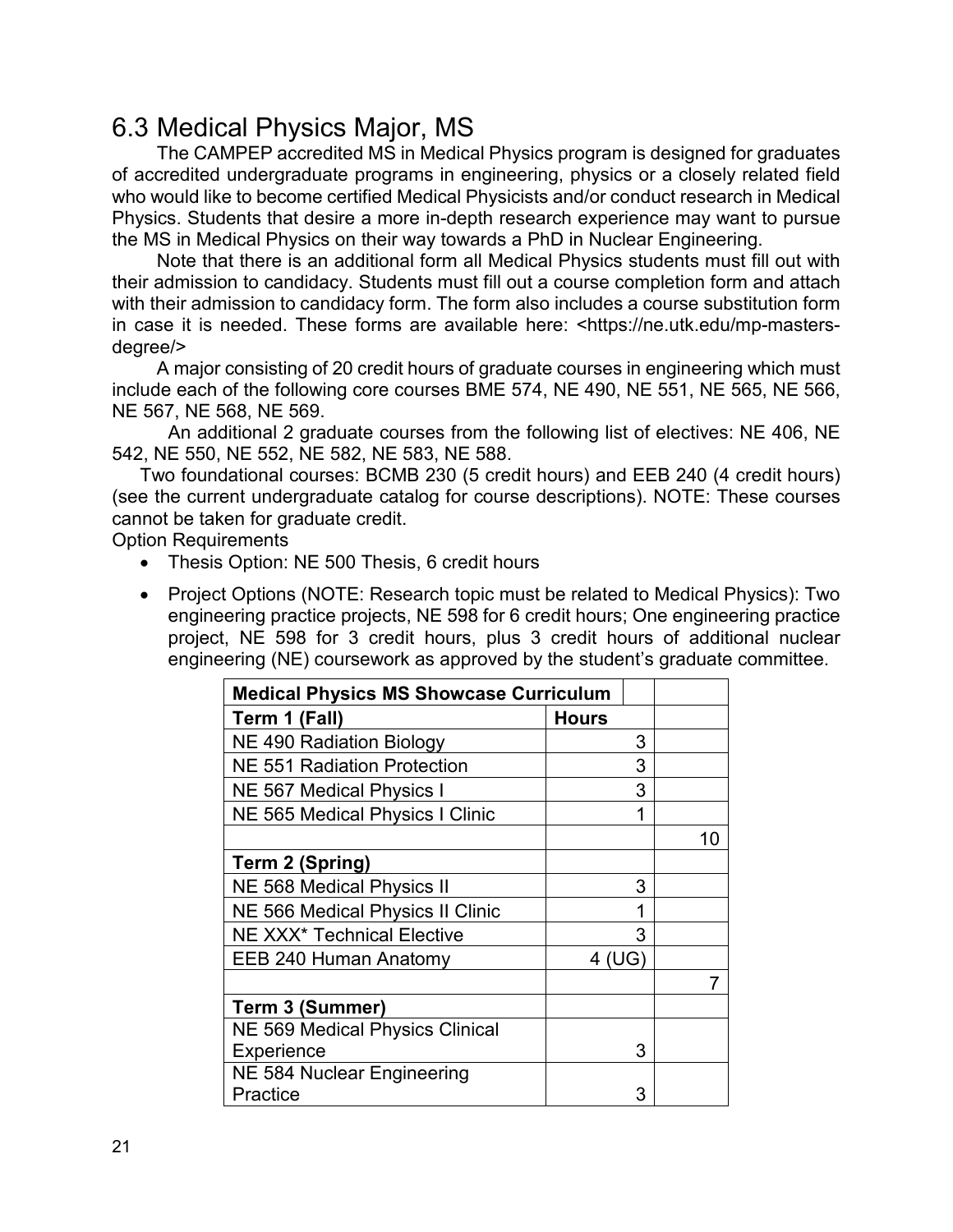## 6.3 Medical Physics Major, MS

The CAMPEP accredited MS in Medical Physics program is designed for graduates of accredited undergraduate programs in engineering, physics or a closely related field who would like to become certified Medical Physicists and/or conduct research in Medical Physics. Students that desire a more in-depth research experience may want to pursue the MS in Medical Physics on their way towards a PhD in Nuclear Engineering.

Note that there is an additional form all Medical Physics students must fill out with their admission to candidacy. Students must fill out a course completion form and attach with their admission to candidacy form. The form also includes a course substitution form in case it is needed. These forms are available here: <https://ne.utk.edu/mp-masters-degree/>

A major consisting of 20 credit hours of graduate courses in engineering which must include each of the following core courses BME 574, NE 490, NE 551, NE 565, NE 566, NE 567, NE 568, NE 569.

An additional 2 graduate courses from the following list of electives: NE 406, NE 542, NE 550, NE 552, NE 582, NE 583, NE 588.

Two foundational courses: BCMB 230 (5 credit hours) and EEB 240 (4 credit hours) (see the current undergraduate catalog for course descriptions). NOTE: These courses cannot be taken for graduate credit.

Option Requirements

- Thesis Option: NE 500 Thesis, 6 credit hours
- Project Options (NOTE: Research topic must be related to Medical Physics): Two engineering practice projects, NE 598 for 6 credit hours; One engineering practice project, NE 598 for 3 credit hours, plus 3 credit hours of additional nuclear engineering (NE) coursework as approved by the student's graduate committee.

| **Medical Physics MS Showcase Curriculum** | | |
|---|---|---|
| **Term 1 (Fall)** | **Hours** | |
| NE 490 Radiation Biology | 3 | |
| NE 551 Radiation Protection | 3 | |
| NE 567 Medical Physics I | 3 | |
| NE 565 Medical Physics I Clinic | 1 | |
| | | 10 |
| **Term 2 (Spring)** | | |
| NE 568 Medical Physics II | 3 | |
| NE 566 Medical Physics II Clinic | 1 | |
| NE XXX* Technical Elective | 3 | |
| EEB 240 Human Anatomy | 4 (UG) | |
| | | 7 |
| **Term 3 (Summer)** | | |
| NE 569 Medical Physics Clinical Experience | 3 | |
| NE 584 Nuclear Engineering Practice | 3 | |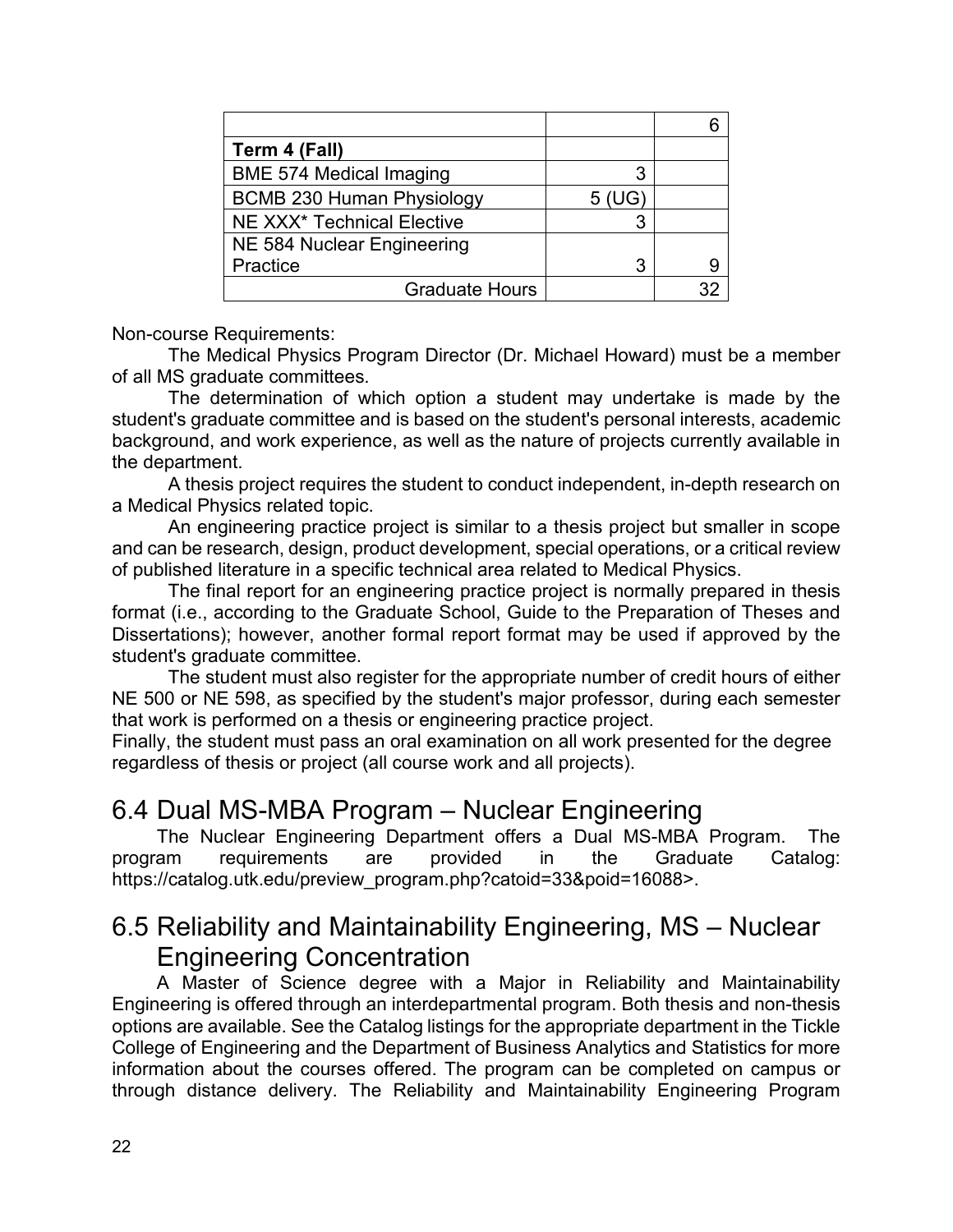| | | |
|---|---|---|
| | | 6 |
| **Term 4 (Fall)** | | |
| BME 574 Medical Imaging | 3 | |
| BCMB 230 Human Physiology | 5 (UG) | |
| NE XXX* Technical Elective | 3 | |
| NE 584 Nuclear Engineering Practice | 3 | 9 |
| Graduate Hours | | 32 |

Non-course Requirements:

The Medical Physics Program Director (Dr. Michael Howard) must be a member of all MS graduate committees.

The determination of which option a student may undertake is made by the student's graduate committee and is based on the student's personal interests, academic background, and work experience, as well as the nature of projects currently available in the department.

A thesis project requires the student to conduct independent, in-depth research on a Medical Physics related topic.

An engineering practice project is similar to a thesis project but smaller in scope and can be research, design, product development, special operations, or a critical review of published literature in a specific technical area related to Medical Physics.

The final report for an engineering practice project is normally prepared in thesis format (i.e., according to the Graduate School, Guide to the Preparation of Theses and Dissertations); however, another formal report format may be used if approved by the student's graduate committee.

The student must also register for the appropriate number of credit hours of either NE 500 or NE 598, as specified by the student's major professor, during each semester that work is performed on a thesis or engineering practice project.

Finally, the student must pass an oral examination on all work presented for the degree regardless of thesis or project (all course work and all projects).

## 6.4 Dual MS-MBA Program – Nuclear Engineering

The Nuclear Engineering Department offers a Dual MS-MBA Program. The program requirements are provided in the Graduate Catalog: https://catalog.utk.edu/preview_program.php?catoid=33&poid=16088>.

## 6.5 Reliability and Maintainability Engineering, MS – Nuclear Engineering Concentration

A Master of Science degree with a Major in Reliability and Maintainability Engineering is offered through an interdepartmental program. Both thesis and non-thesis options are available. See the Catalog listings for the appropriate department in the Tickle College of Engineering and the Department of Business Analytics and Statistics for more information about the courses offered. The program can be completed on campus or through distance delivery. The Reliability and Maintainability Engineering Program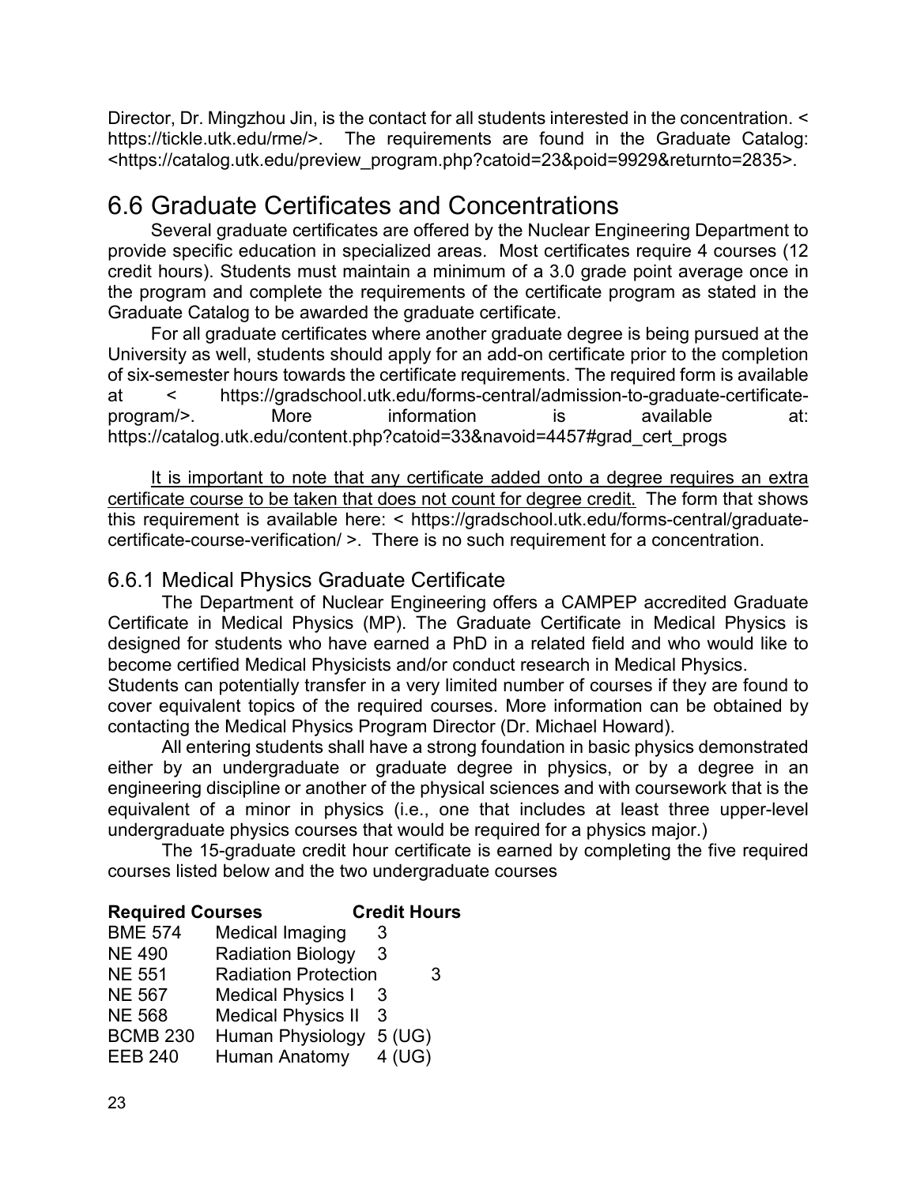Director, Dr. Mingzhou Jin, is the contact for all students interested in the concentration. < https://tickle.utk.edu/rme/>. The requirements are found in the Graduate Catalog: <https://catalog.utk.edu/preview_program.php?catoid=23&poid=9929&returnto=2835>.

## 6.6 Graduate Certificates and Concentrations

Several graduate certificates are offered by the Nuclear Engineering Department to provide specific education in specialized areas. Most certificates require 4 courses (12 credit hours). Students must maintain a minimum of a 3.0 grade point average once in the program and complete the requirements of the certificate program as stated in the Graduate Catalog to be awarded the graduate certificate.

For all graduate certificates where another graduate degree is being pursued at the University as well, students should apply for an add-on certificate prior to the completion of six-semester hours towards the certificate requirements. The required form is available at < https://gradschool.utk.edu/forms-central/admission-to-graduate-certificate-program/>. More information is available at: https://catalog.utk.edu/content.php?catoid=33&navoid=4457#grad_cert_progs

<u>It is important to note that any certificate added onto a degree requires an extra certificate course to be taken that does not count for degree credit.</u> The form that shows this requirement is available here: < https://gradschool.utk.edu/forms-central/graduate-certificate-course-verification/ >. There is no such requirement for a concentration.

### 6.6.1 Medical Physics Graduate Certificate

The Department of Nuclear Engineering offers a CAMPEP accredited Graduate Certificate in Medical Physics (MP). The Graduate Certificate in Medical Physics is designed for students who have earned a PhD in a related field and who would like to become certified Medical Physicists and/or conduct research in Medical Physics.
Students can potentially transfer in a very limited number of courses if they are found to cover equivalent topics of the required courses. More information can be obtained by contacting the Medical Physics Program Director (Dr. Michael Howard).

All entering students shall have a strong foundation in basic physics demonstrated either by an undergraduate or graduate degree in physics, or by a degree in an engineering discipline or another of the physical sciences and with coursework that is the equivalent of a minor in physics (i.e., one that includes at least three upper-level undergraduate physics courses that would be required for a physics major.)

The 15-graduate credit hour certificate is earned by completing the five required courses listed below and the two undergraduate courses

| **Required Courses** | | **Credit Hours** |
|---|---|---|
| BME 574 | Medical Imaging | 3 |
| NE 490 | Radiation Biology | 3 |
| NE 551 | Radiation Protection | 3 |
| NE 567 | Medical Physics I | 3 |
| NE 568 | Medical Physics II | 3 |
| BCMB 230 | Human Physiology | 5 (UG) |
| EEB 240 | Human Anatomy | 4 (UG) |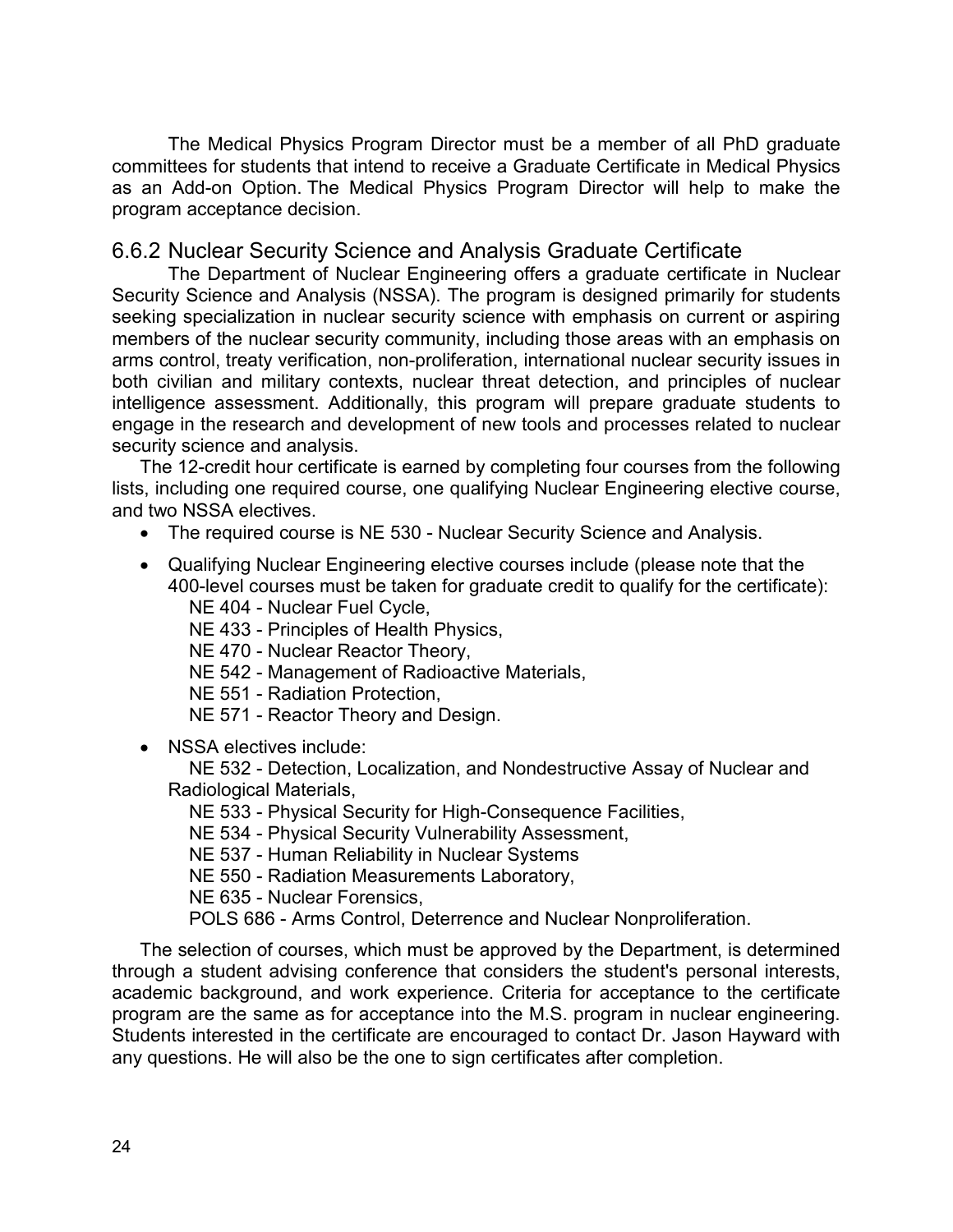The Medical Physics Program Director must be a member of all PhD graduate committees for students that intend to receive a Graduate Certificate in Medical Physics as an Add-on Option. The Medical Physics Program Director will help to make the program acceptance decision.

### 6.6.2 Nuclear Security Science and Analysis Graduate Certificate

The Department of Nuclear Engineering offers a graduate certificate in Nuclear Security Science and Analysis (NSSA). The program is designed primarily for students seeking specialization in nuclear security science with emphasis on current or aspiring members of the nuclear security community, including those areas with an emphasis on arms control, treaty verification, non-proliferation, international nuclear security issues in both civilian and military contexts, nuclear threat detection, and principles of nuclear intelligence assessment. Additionally, this program will prepare graduate students to engage in the research and development of new tools and processes related to nuclear security science and analysis.

The 12-credit hour certificate is earned by completing four courses from the following lists, including one required course, one qualifying Nuclear Engineering elective course, and two NSSA electives.

- The required course is NE 530 - Nuclear Security Science and Analysis.
- Qualifying Nuclear Engineering elective courses include (please note that the 400-level courses must be taken for graduate credit to qualify for the certificate):
  NE 404 - Nuclear Fuel Cycle,
  NE 433 - Principles of Health Physics,
  NE 470 - Nuclear Reactor Theory,
  NE 542 - Management of Radioactive Materials,
  NE 551 - Radiation Protection,
  NE 571 - Reactor Theory and Design.
- NSSA electives include:
  NE 532 - Detection, Localization, and Nondestructive Assay of Nuclear and Radiological Materials,
  NE 533 - Physical Security for High-Consequence Facilities,
  NE 534 - Physical Security Vulnerability Assessment,
  NE 537 - Human Reliability in Nuclear Systems
  NE 550 - Radiation Measurements Laboratory,
  NE 635 - Nuclear Forensics,
  POLS 686 - Arms Control, Deterrence and Nuclear Nonproliferation.

The selection of courses, which must be approved by the Department, is determined through a student advising conference that considers the student's personal interests, academic background, and work experience. Criteria for acceptance to the certificate program are the same as for acceptance into the M.S. program in nuclear engineering. Students interested in the certificate are encouraged to contact Dr. Jason Hayward with any questions. He will also be the one to sign certificates after completion.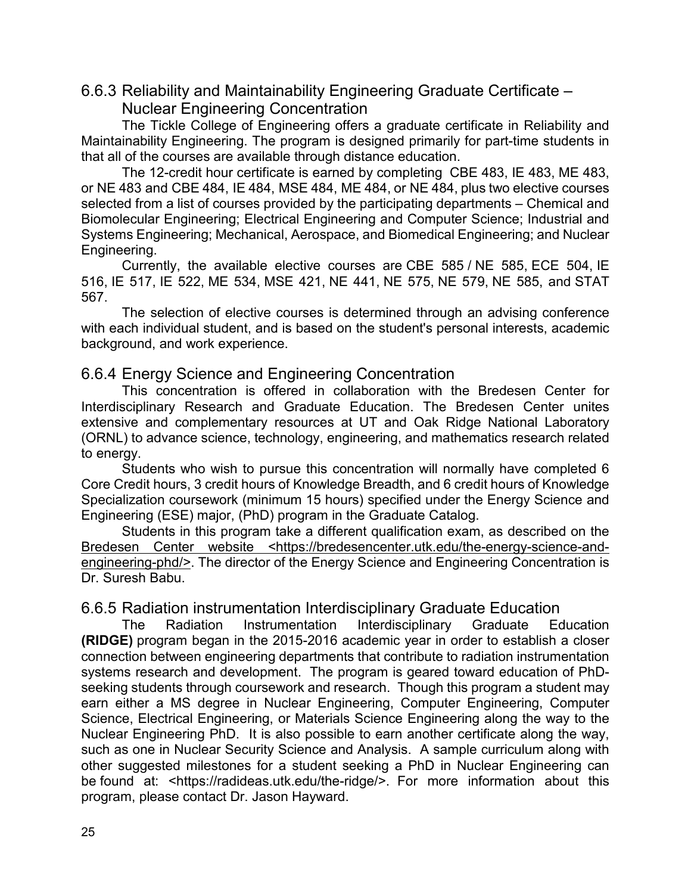### 6.6.3 Reliability and Maintainability Engineering Graduate Certificate – Nuclear Engineering Concentration

The Tickle College of Engineering offers a graduate certificate in Reliability and Maintainability Engineering. The program is designed primarily for part-time students in that all of the courses are available through distance education.

The 12-credit hour certificate is earned by completing CBE 483, IE 483, ME 483, or NE 483 and CBE 484, IE 484, MSE 484, ME 484, or NE 484, plus two elective courses selected from a list of courses provided by the participating departments – Chemical and Biomolecular Engineering; Electrical Engineering and Computer Science; Industrial and Systems Engineering; Mechanical, Aerospace, and Biomedical Engineering; and Nuclear Engineering.

Currently, the available elective courses are CBE 585 / NE 585, ECE 504, IE 516, IE 517, IE 522, ME 534, MSE 421, NE 441, NE 575, NE 579, NE 585, and STAT 567.

The selection of elective courses is determined through an advising conference with each individual student, and is based on the student's personal interests, academic background, and work experience.

### 6.6.4 Energy Science and Engineering Concentration

This concentration is offered in collaboration with the Bredesen Center for Interdisciplinary Research and Graduate Education. The Bredesen Center unites extensive and complementary resources at UT and Oak Ridge National Laboratory (ORNL) to advance science, technology, engineering, and mathematics research related to energy.

Students who wish to pursue this concentration will normally have completed 6 Core Credit hours, 3 credit hours of Knowledge Breadth, and 6 credit hours of Knowledge Specialization coursework (minimum 15 hours) specified under the Energy Science and Engineering (ESE) major, (PhD) program in the Graduate Catalog.

Students in this program take a different qualification exam, as described on the Bredesen Center website <https://bredesencenter.utk.edu/the-energy-science-and-engineering-phd/>. The director of the Energy Science and Engineering Concentration is Dr. Suresh Babu.

### 6.6.5 Radiation instrumentation Interdisciplinary Graduate Education

The Radiation Instrumentation Interdisciplinary Graduate Education **(RIDGE)** program began in the 2015-2016 academic year in order to establish a closer connection between engineering departments that contribute to radiation instrumentation systems research and development. The program is geared toward education of PhD-seeking students through coursework and research. Though this program a student may earn either a MS degree in Nuclear Engineering, Computer Engineering, Computer Science, Electrical Engineering, or Materials Science Engineering along the way to the Nuclear Engineering PhD. It is also possible to earn another certificate along the way, such as one in Nuclear Security Science and Analysis. A sample curriculum along with other suggested milestones for a student seeking a PhD in Nuclear Engineering can be found at: <https://radideas.utk.edu/the-ridge/>. For more information about this program, please contact Dr. Jason Hayward.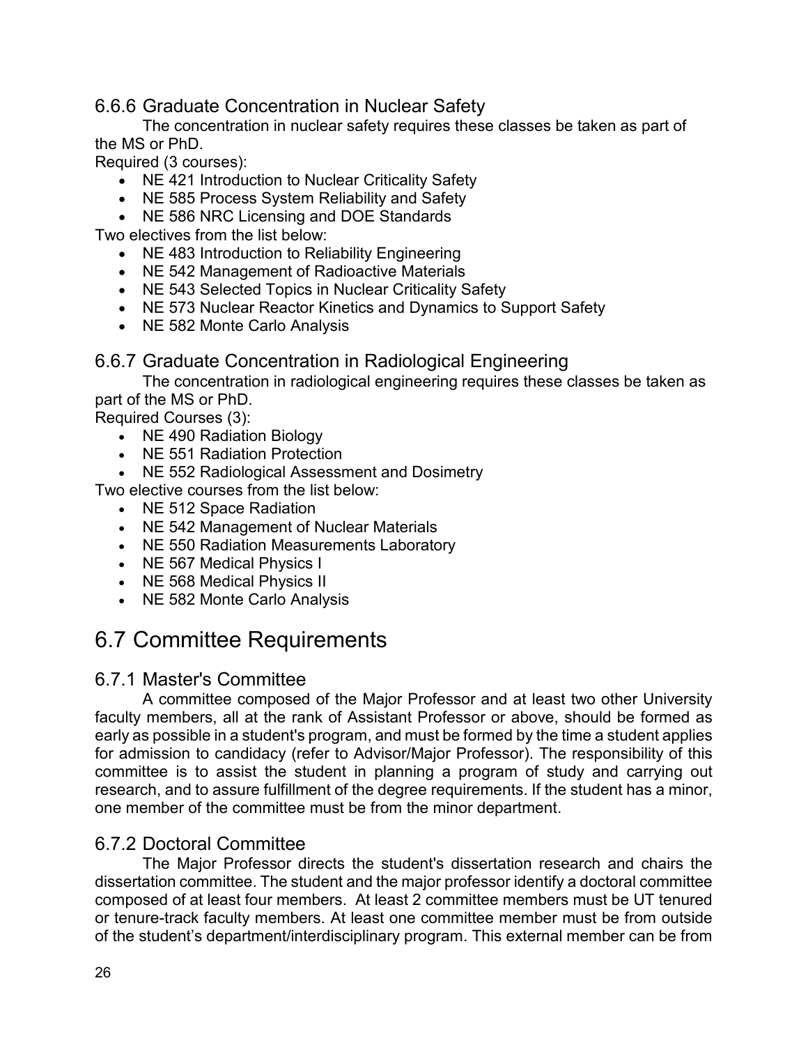### 6.6.6 Graduate Concentration in Nuclear Safety

The concentration in nuclear safety requires these classes be taken as part of the MS or PhD.

Required (3 courses):

- NE 421 Introduction to Nuclear Criticality Safety
- NE 585 Process System Reliability and Safety
- NE 586 NRC Licensing and DOE Standards

Two electives from the list below:

- NE 483 Introduction to Reliability Engineering
- NE 542 Management of Radioactive Materials
- NE 543 Selected Topics in Nuclear Criticality Safety
- NE 573 Nuclear Reactor Kinetics and Dynamics to Support Safety
- NE 582 Monte Carlo Analysis

### 6.6.7 Graduate Concentration in Radiological Engineering

The concentration in radiological engineering requires these classes be taken as part of the MS or PhD.

Required Courses (3):

- NE 490 Radiation Biology
- NE 551 Radiation Protection
- NE 552 Radiological Assessment and Dosimetry

Two elective courses from the list below:

- NE 512 Space Radiation
- NE 542 Management of Nuclear Materials
- NE 550 Radiation Measurements Laboratory
- NE 567 Medical Physics I
- NE 568 Medical Physics II
- NE 582 Monte Carlo Analysis

## 6.7 Committee Requirements

### 6.7.1 Master's Committee

A committee composed of the Major Professor and at least two other University faculty members, all at the rank of Assistant Professor or above, should be formed as early as possible in a student's program, and must be formed by the time a student applies for admission to candidacy (refer to Advisor/Major Professor). The responsibility of this committee is to assist the student in planning a program of study and carrying out research, and to assure fulfillment of the degree requirements. If the student has a minor, one member of the committee must be from the minor department.

### 6.7.2 Doctoral Committee

The Major Professor directs the student's dissertation research and chairs the dissertation committee. The student and the major professor identify a doctoral committee composed of at least four members. At least 2 committee members must be UT tenured or tenure-track faculty members. At least one committee member must be from outside of the student's department/interdisciplinary program. This external member can be from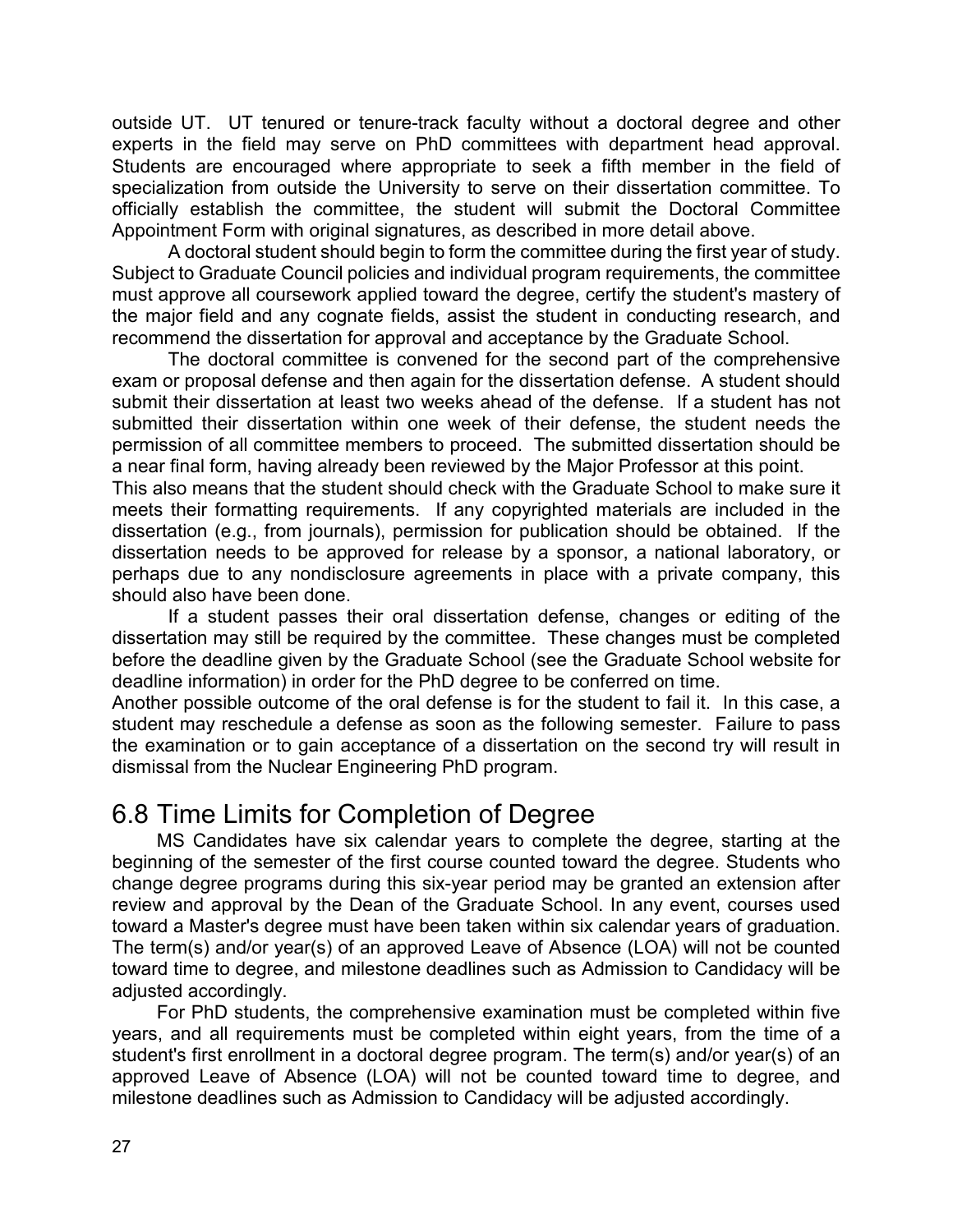outside UT. UT tenured or tenure-track faculty without a doctoral degree and other experts in the field may serve on PhD committees with department head approval. Students are encouraged where appropriate to seek a fifth member in the field of specialization from outside the University to serve on their dissertation committee. To officially establish the committee, the student will submit the Doctoral Committee Appointment Form with original signatures, as described in more detail above.

A doctoral student should begin to form the committee during the first year of study. Subject to Graduate Council policies and individual program requirements, the committee must approve all coursework applied toward the degree, certify the student's mastery of the major field and any cognate fields, assist the student in conducting research, and recommend the dissertation for approval and acceptance by the Graduate School.

The doctoral committee is convened for the second part of the comprehensive exam or proposal defense and then again for the dissertation defense. A student should submit their dissertation at least two weeks ahead of the defense. If a student has not submitted their dissertation within one week of their defense, the student needs the permission of all committee members to proceed. The submitted dissertation should be a near final form, having already been reviewed by the Major Professor at this point.

This also means that the student should check with the Graduate School to make sure it meets their formatting requirements. If any copyrighted materials are included in the dissertation (e.g., from journals), permission for publication should be obtained. If the dissertation needs to be approved for release by a sponsor, a national laboratory, or perhaps due to any nondisclosure agreements in place with a private company, this should also have been done.

If a student passes their oral dissertation defense, changes or editing of the dissertation may still be required by the committee. These changes must be completed before the deadline given by the Graduate School (see the Graduate School website for deadline information) in order for the PhD degree to be conferred on time.

Another possible outcome of the oral defense is for the student to fail it. In this case, a student may reschedule a defense as soon as the following semester. Failure to pass the examination or to gain acceptance of a dissertation on the second try will result in dismissal from the Nuclear Engineering PhD program.

## 6.8 Time Limits for Completion of Degree

MS Candidates have six calendar years to complete the degree, starting at the beginning of the semester of the first course counted toward the degree. Students who change degree programs during this six-year period may be granted an extension after review and approval by the Dean of the Graduate School. In any event, courses used toward a Master's degree must have been taken within six calendar years of graduation. The term(s) and/or year(s) of an approved Leave of Absence (LOA) will not be counted toward time to degree, and milestone deadlines such as Admission to Candidacy will be adjusted accordingly.

For PhD students, the comprehensive examination must be completed within five years, and all requirements must be completed within eight years, from the time of a student's first enrollment in a doctoral degree program. The term(s) and/or year(s) of an approved Leave of Absence (LOA) will not be counted toward time to degree, and milestone deadlines such as Admission to Candidacy will be adjusted accordingly.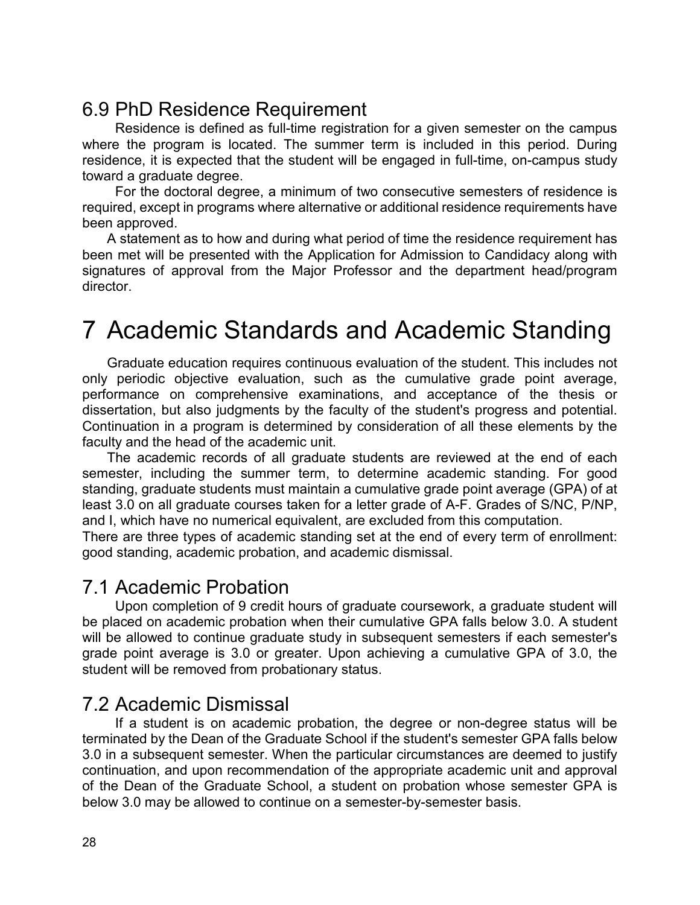## 6.9 PhD Residence Requirement

Residence is defined as full-time registration for a given semester on the campus where the program is located. The summer term is included in this period. During residence, it is expected that the student will be engaged in full-time, on-campus study toward a graduate degree.

For the doctoral degree, a minimum of two consecutive semesters of residence is required, except in programs where alternative or additional residence requirements have been approved.

A statement as to how and during what period of time the residence requirement has been met will be presented with the Application for Admission to Candidacy along with signatures of approval from the Major Professor and the department head/program director.

# 7 Academic Standards and Academic Standing

Graduate education requires continuous evaluation of the student. This includes not only periodic objective evaluation, such as the cumulative grade point average, performance on comprehensive examinations, and acceptance of the thesis or dissertation, but also judgments by the faculty of the student's progress and potential. Continuation in a program is determined by consideration of all these elements by the faculty and the head of the academic unit.

The academic records of all graduate students are reviewed at the end of each semester, including the summer term, to determine academic standing. For good standing, graduate students must maintain a cumulative grade point average (GPA) of at least 3.0 on all graduate courses taken for a letter grade of A-F. Grades of S/NC, P/NP, and I, which have no numerical equivalent, are excluded from this computation.

There are three types of academic standing set at the end of every term of enrollment: good standing, academic probation, and academic dismissal.

## 7.1 Academic Probation

Upon completion of 9 credit hours of graduate coursework, a graduate student will be placed on academic probation when their cumulative GPA falls below 3.0. A student will be allowed to continue graduate study in subsequent semesters if each semester's grade point average is 3.0 or greater. Upon achieving a cumulative GPA of 3.0, the student will be removed from probationary status.

## 7.2 Academic Dismissal

If a student is on academic probation, the degree or non-degree status will be terminated by the Dean of the Graduate School if the student's semester GPA falls below 3.0 in a subsequent semester. When the particular circumstances are deemed to justify continuation, and upon recommendation of the appropriate academic unit and approval of the Dean of the Graduate School, a student on probation whose semester GPA is below 3.0 may be allowed to continue on a semester-by-semester basis.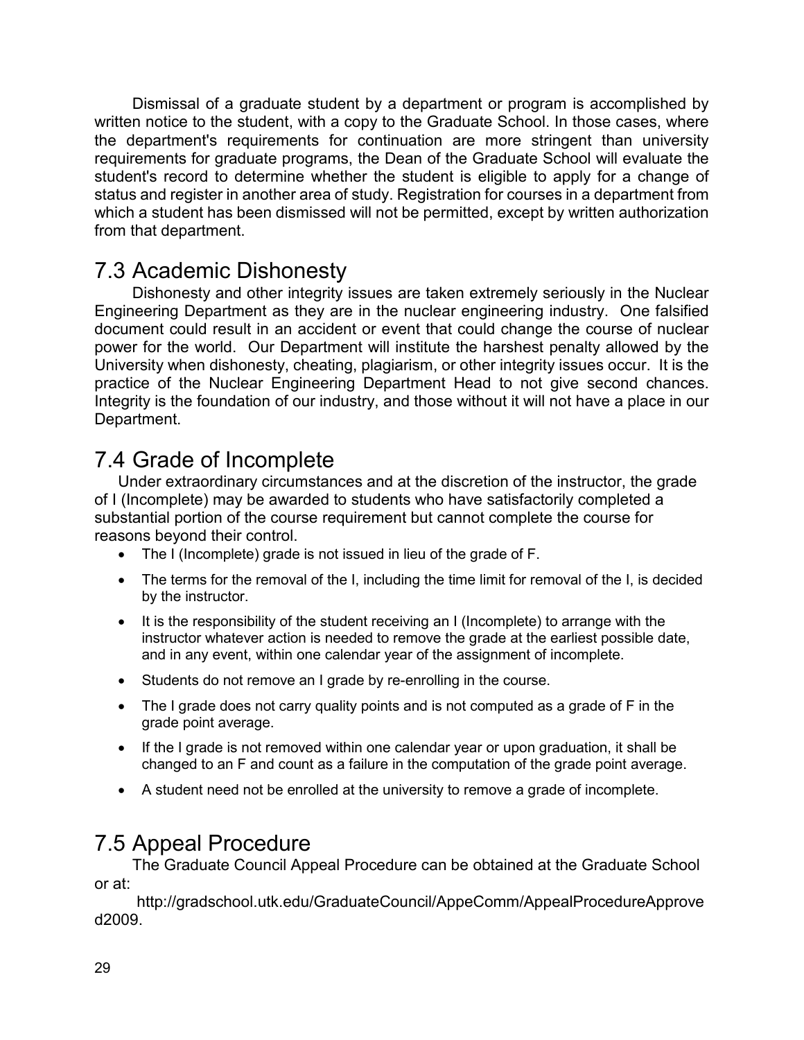Dismissal of a graduate student by a department or program is accomplished by written notice to the student, with a copy to the Graduate School. In those cases, where the department's requirements for continuation are more stringent than university requirements for graduate programs, the Dean of the Graduate School will evaluate the student's record to determine whether the student is eligible to apply for a change of status and register in another area of study. Registration for courses in a department from which a student has been dismissed will not be permitted, except by written authorization from that department.

## 7.3 Academic Dishonesty

Dishonesty and other integrity issues are taken extremely seriously in the Nuclear Engineering Department as they are in the nuclear engineering industry. One falsified document could result in an accident or event that could change the course of nuclear power for the world. Our Department will institute the harshest penalty allowed by the University when dishonesty, cheating, plagiarism, or other integrity issues occur. It is the practice of the Nuclear Engineering Department Head to not give second chances. Integrity is the foundation of our industry, and those without it will not have a place in our Department.

## 7.4 Grade of Incomplete

Under extraordinary circumstances and at the discretion of the instructor, the grade of I (Incomplete) may be awarded to students who have satisfactorily completed a substantial portion of the course requirement but cannot complete the course for reasons beyond their control.

- The I (Incomplete) grade is not issued in lieu of the grade of F.
- The terms for the removal of the I, including the time limit for removal of the I, is decided by the instructor.
- It is the responsibility of the student receiving an I (Incomplete) to arrange with the instructor whatever action is needed to remove the grade at the earliest possible date, and in any event, within one calendar year of the assignment of incomplete.
- Students do not remove an I grade by re-enrolling in the course.
- The I grade does not carry quality points and is not computed as a grade of F in the grade point average.
- If the I grade is not removed within one calendar year or upon graduation, it shall be changed to an F and count as a failure in the computation of the grade point average.
- A student need not be enrolled at the university to remove a grade of incomplete.

## 7.5 Appeal Procedure

The Graduate Council Appeal Procedure can be obtained at the Graduate School or at:

http://gradschool.utk.edu/GraduateCouncil/AppeComm/AppealProcedureApproved2009.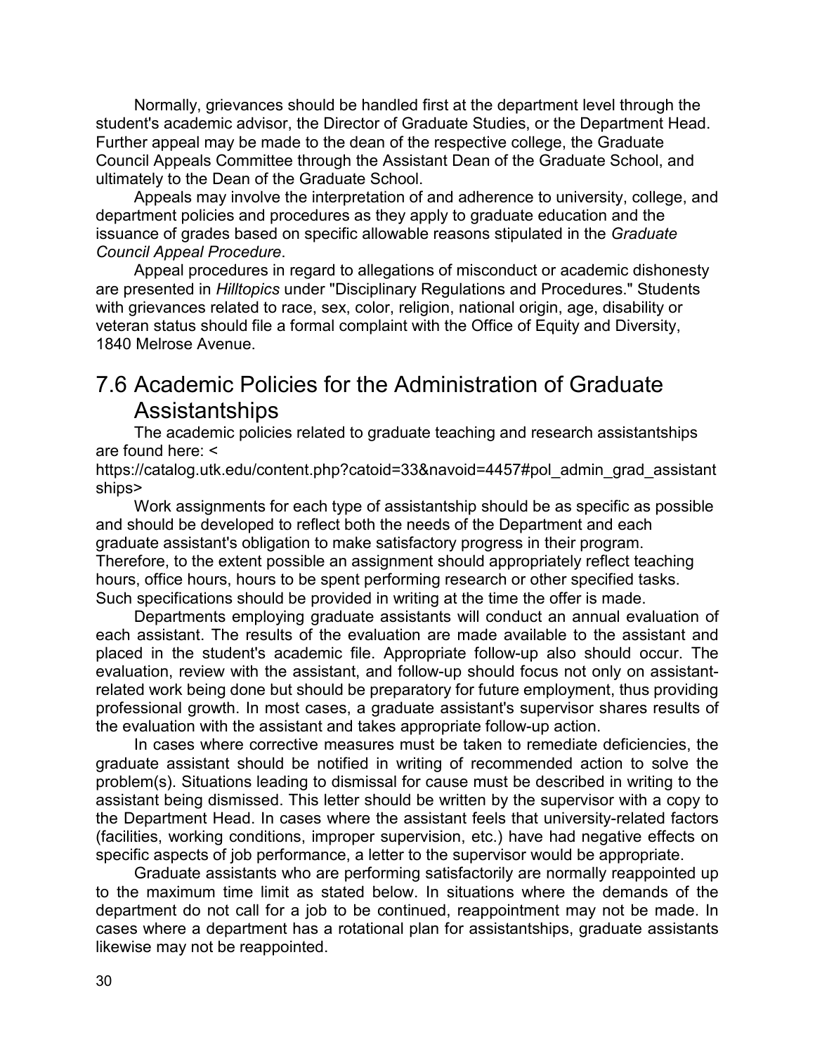Normally, grievances should be handled first at the department level through the student's academic advisor, the Director of Graduate Studies, or the Department Head. Further appeal may be made to the dean of the respective college, the Graduate Council Appeals Committee through the Assistant Dean of the Graduate School, and ultimately to the Dean of the Graduate School.

Appeals may involve the interpretation of and adherence to university, college, and department policies and procedures as they apply to graduate education and the issuance of grades based on specific allowable reasons stipulated in the *Graduate Council Appeal Procedure*.

Appeal procedures in regard to allegations of misconduct or academic dishonesty are presented in *Hilltopics* under "Disciplinary Regulations and Procedures." Students with grievances related to race, sex, color, religion, national origin, age, disability or veteran status should file a formal complaint with the Office of Equity and Diversity, 1840 Melrose Avenue.

## 7.6 Academic Policies for the Administration of Graduate Assistantships

The academic policies related to graduate teaching and research assistantships are found here: <https://catalog.utk.edu/content.php?catoid=33&navoid=4457#pol_admin_grad_assistantships>

Work assignments for each type of assistantship should be as specific as possible and should be developed to reflect both the needs of the Department and each graduate assistant's obligation to make satisfactory progress in their program. Therefore, to the extent possible an assignment should appropriately reflect teaching hours, office hours, hours to be spent performing research or other specified tasks. Such specifications should be provided in writing at the time the offer is made.

Departments employing graduate assistants will conduct an annual evaluation of each assistant. The results of the evaluation are made available to the assistant and placed in the student's academic file. Appropriate follow-up also should occur. The evaluation, review with the assistant, and follow-up should focus not only on assistant-related work being done but should be preparatory for future employment, thus providing professional growth. In most cases, a graduate assistant's supervisor shares results of the evaluation with the assistant and takes appropriate follow-up action.

In cases where corrective measures must be taken to remediate deficiencies, the graduate assistant should be notified in writing of recommended action to solve the problem(s). Situations leading to dismissal for cause must be described in writing to the assistant being dismissed. This letter should be written by the supervisor with a copy to the Department Head. In cases where the assistant feels that university-related factors (facilities, working conditions, improper supervision, etc.) have had negative effects on specific aspects of job performance, a letter to the supervisor would be appropriate.

Graduate assistants who are performing satisfactorily are normally reappointed up to the maximum time limit as stated below. In situations where the demands of the department do not call for a job to be continued, reappointment may not be made. In cases where a department has a rotational plan for assistantships, graduate assistants likewise may not be reappointed.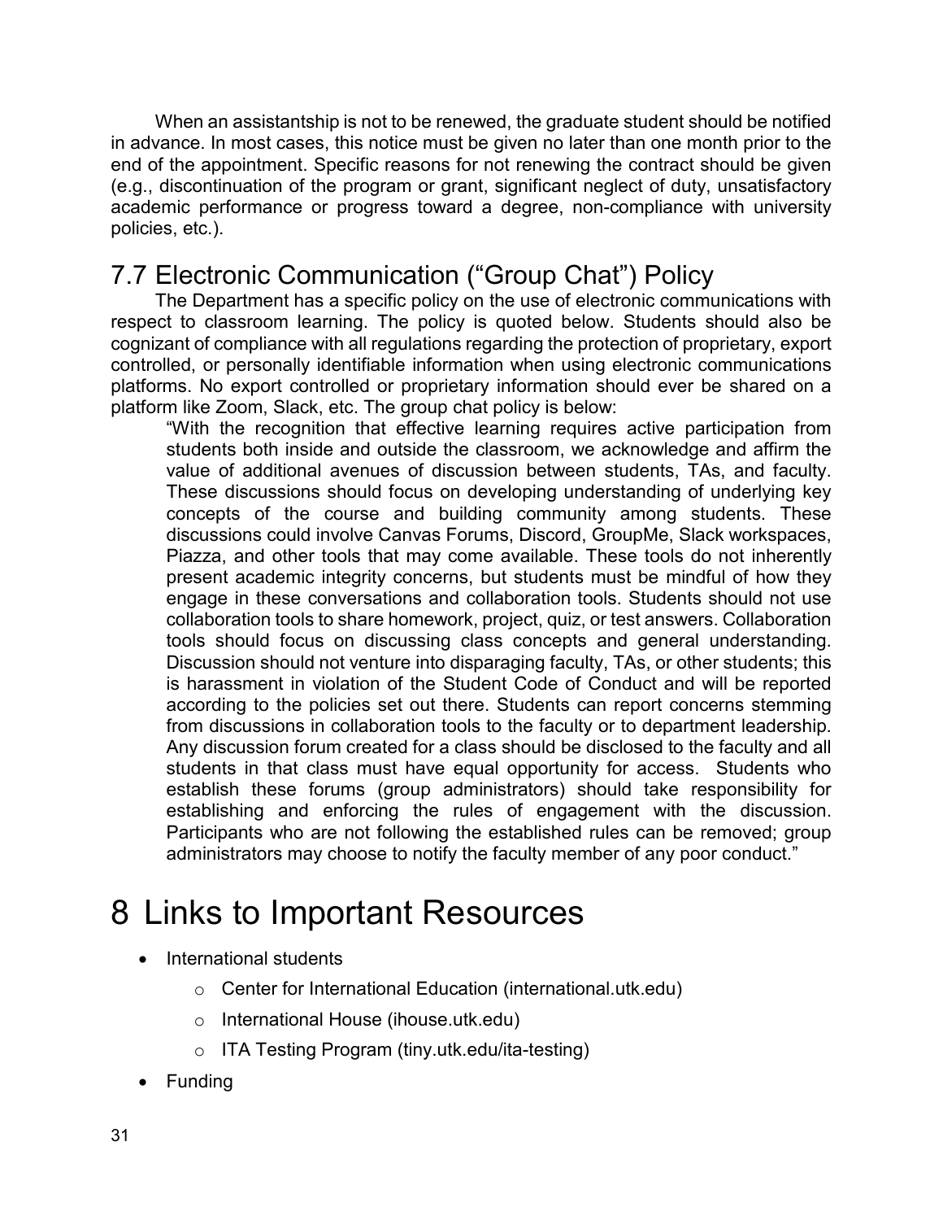When an assistantship is not to be renewed, the graduate student should be notified in advance. In most cases, this notice must be given no later than one month prior to the end of the appointment. Specific reasons for not renewing the contract should be given (e.g., discontinuation of the program or grant, significant neglect of duty, unsatisfactory academic performance or progress toward a degree, non-compliance with university policies, etc.).

## 7.7 Electronic Communication ("Group Chat") Policy

The Department has a specific policy on the use of electronic communications with respect to classroom learning. The policy is quoted below. Students should also be cognizant of compliance with all regulations regarding the protection of proprietary, export controlled, or personally identifiable information when using electronic communications platforms. No export controlled or proprietary information should ever be shared on a platform like Zoom, Slack, etc. The group chat policy is below:

> "With the recognition that effective learning requires active participation from students both inside and outside the classroom, we acknowledge and affirm the value of additional avenues of discussion between students, TAs, and faculty. These discussions should focus on developing understanding of underlying key concepts of the course and building community among students. These discussions could involve Canvas Forums, Discord, GroupMe, Slack workspaces, Piazza, and other tools that may come available. These tools do not inherently present academic integrity concerns, but students must be mindful of how they engage in these conversations and collaboration tools. Students should not use collaboration tools to share homework, project, quiz, or test answers. Collaboration tools should focus on discussing class concepts and general understanding. Discussion should not venture into disparaging faculty, TAs, or other students; this is harassment in violation of the Student Code of Conduct and will be reported according to the policies set out there. Students can report concerns stemming from discussions in collaboration tools to the faculty or to department leadership. Any discussion forum created for a class should be disclosed to the faculty and all students in that class must have equal opportunity for access. Students who establish these forums (group administrators) should take responsibility for establishing and enforcing the rules of engagement with the discussion. Participants who are not following the established rules can be removed; group administrators may choose to notify the faculty member of any poor conduct."

# 8 Links to Important Resources

- International students
  - Center for International Education (international.utk.edu)
  - International House (ihouse.utk.edu)
  - ITA Testing Program (tiny.utk.edu/ita-testing)
- Funding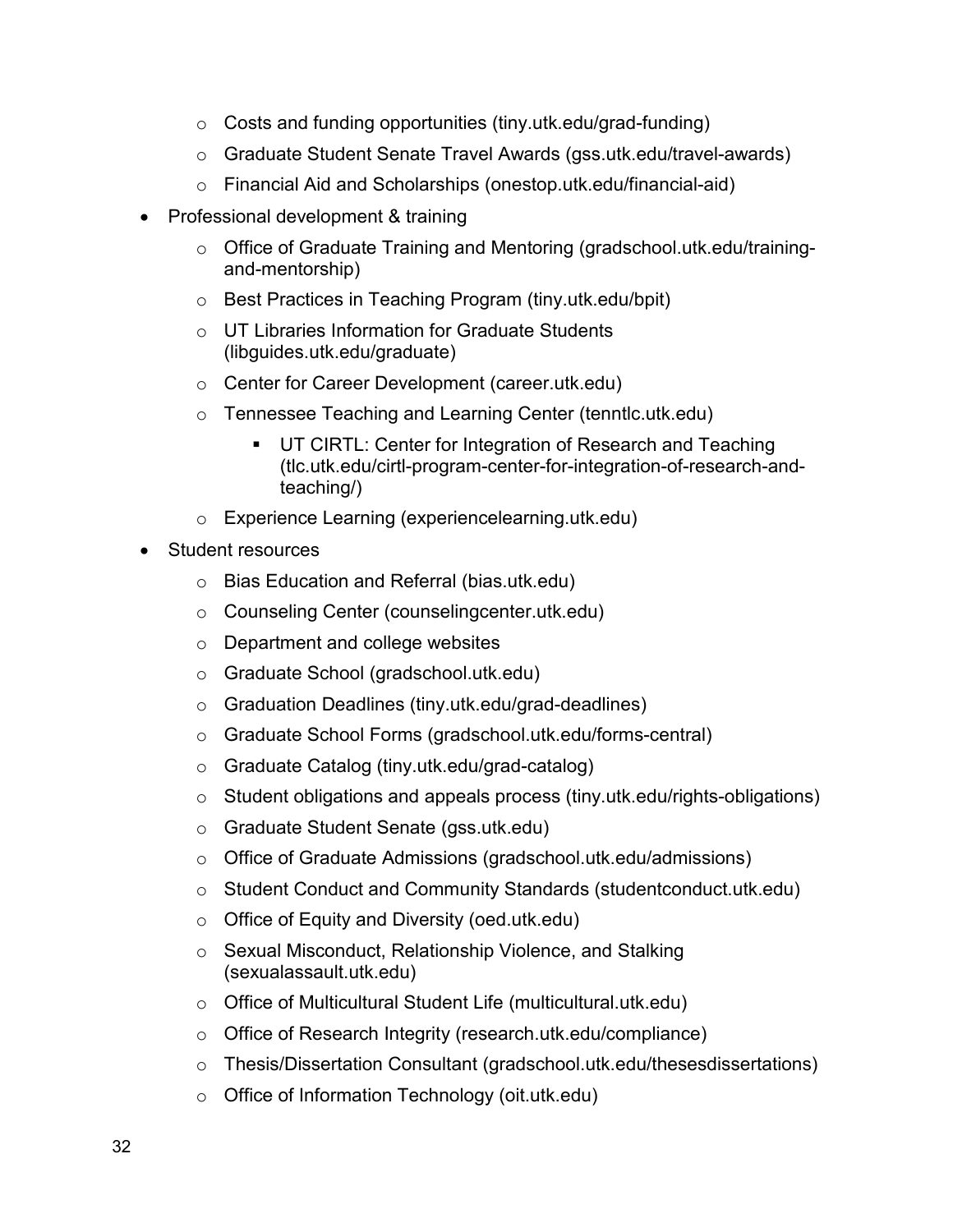- Costs and funding opportunities (tiny.utk.edu/grad-funding)
  - Graduate Student Senate Travel Awards (gss.utk.edu/travel-awards)
  - Financial Aid and Scholarships (onestop.utk.edu/financial-aid)
- Professional development & training
  - Office of Graduate Training and Mentoring (gradschool.utk.edu/training-and-mentorship)
  - Best Practices in Teaching Program (tiny.utk.edu/bpit)
  - UT Libraries Information for Graduate Students (libguides.utk.edu/graduate)
  - Center for Career Development (career.utk.edu)
  - Tennessee Teaching and Learning Center (tenntlc.utk.edu)
    - UT CIRTL: Center for Integration of Research and Teaching (tlc.utk.edu/cirtl-program-center-for-integration-of-research-and-teaching/)
  - Experience Learning (experiencelearning.utk.edu)
- Student resources
  - Bias Education and Referral (bias.utk.edu)
  - Counseling Center (counselingcenter.utk.edu)
  - Department and college websites
  - Graduate School (gradschool.utk.edu)
  - Graduation Deadlines (tiny.utk.edu/grad-deadlines)
  - Graduate School Forms (gradschool.utk.edu/forms-central)
  - Graduate Catalog (tiny.utk.edu/grad-catalog)
  - Student obligations and appeals process (tiny.utk.edu/rights-obligations)
  - Graduate Student Senate (gss.utk.edu)
  - Office of Graduate Admissions (gradschool.utk.edu/admissions)
  - Student Conduct and Community Standards (studentconduct.utk.edu)
  - Office of Equity and Diversity (oed.utk.edu)
  - Sexual Misconduct, Relationship Violence, and Stalking (sexualassault.utk.edu)
  - Office of Multicultural Student Life (multicultural.utk.edu)
  - Office of Research Integrity (research.utk.edu/compliance)
  - Thesis/Dissertation Consultant (gradschool.utk.edu/thesesdissertations)
  - Office of Information Technology (oit.utk.edu)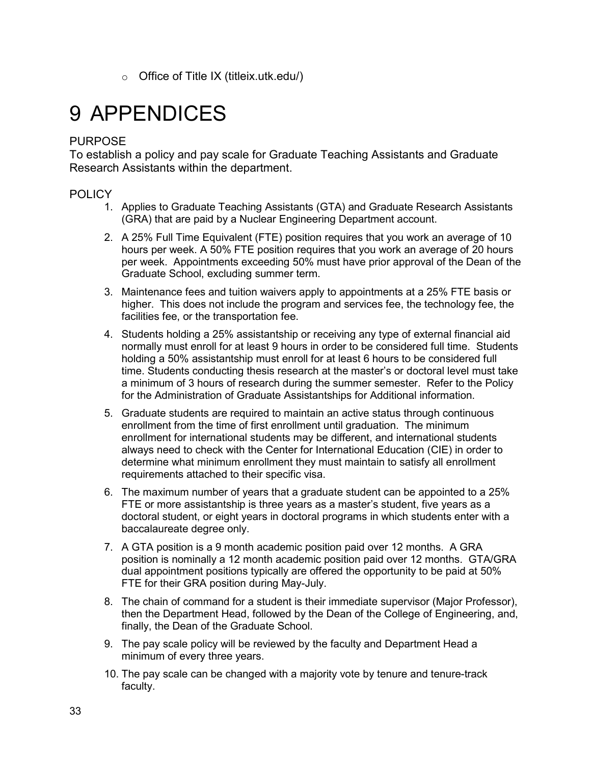- Office of Title IX (titleix.utk.edu/)

# 9 APPENDICES

PURPOSE

To establish a policy and pay scale for Graduate Teaching Assistants and Graduate Research Assistants within the department.

POLICY

1. Applies to Graduate Teaching Assistants (GTA) and Graduate Research Assistants (GRA) that are paid by a Nuclear Engineering Department account.
2. A 25% Full Time Equivalent (FTE) position requires that you work an average of 10 hours per week. A 50% FTE position requires that you work an average of 20 hours per week. Appointments exceeding 50% must have prior approval of the Dean of the Graduate School, excluding summer term.
3. Maintenance fees and tuition waivers apply to appointments at a 25% FTE basis or higher. This does not include the program and services fee, the technology fee, the facilities fee, or the transportation fee.
4. Students holding a 25% assistantship or receiving any type of external financial aid normally must enroll for at least 9 hours in order to be considered full time. Students holding a 50% assistantship must enroll for at least 6 hours to be considered full time. Students conducting thesis research at the master's or doctoral level must take a minimum of 3 hours of research during the summer semester. Refer to the Policy for the Administration of Graduate Assistantships for Additional information.
5. Graduate students are required to maintain an active status through continuous enrollment from the time of first enrollment until graduation. The minimum enrollment for international students may be different, and international students always need to check with the Center for International Education (CIE) in order to determine what minimum enrollment they must maintain to satisfy all enrollment requirements attached to their specific visa.
6. The maximum number of years that a graduate student can be appointed to a 25% FTE or more assistantship is three years as a master's student, five years as a doctoral student, or eight years in doctoral programs in which students enter with a baccalaureate degree only.
7. A GTA position is a 9 month academic position paid over 12 months. A GRA position is nominally a 12 month academic position paid over 12 months. GTA/GRA dual appointment positions typically are offered the opportunity to be paid at 50% FTE for their GRA position during May-July.
8. The chain of command for a student is their immediate supervisor (Major Professor), then the Department Head, followed by the Dean of the College of Engineering, and, finally, the Dean of the Graduate School.
9. The pay scale policy will be reviewed by the faculty and Department Head a minimum of every three years.
10. The pay scale can be changed with a majority vote by tenure and tenure-track faculty.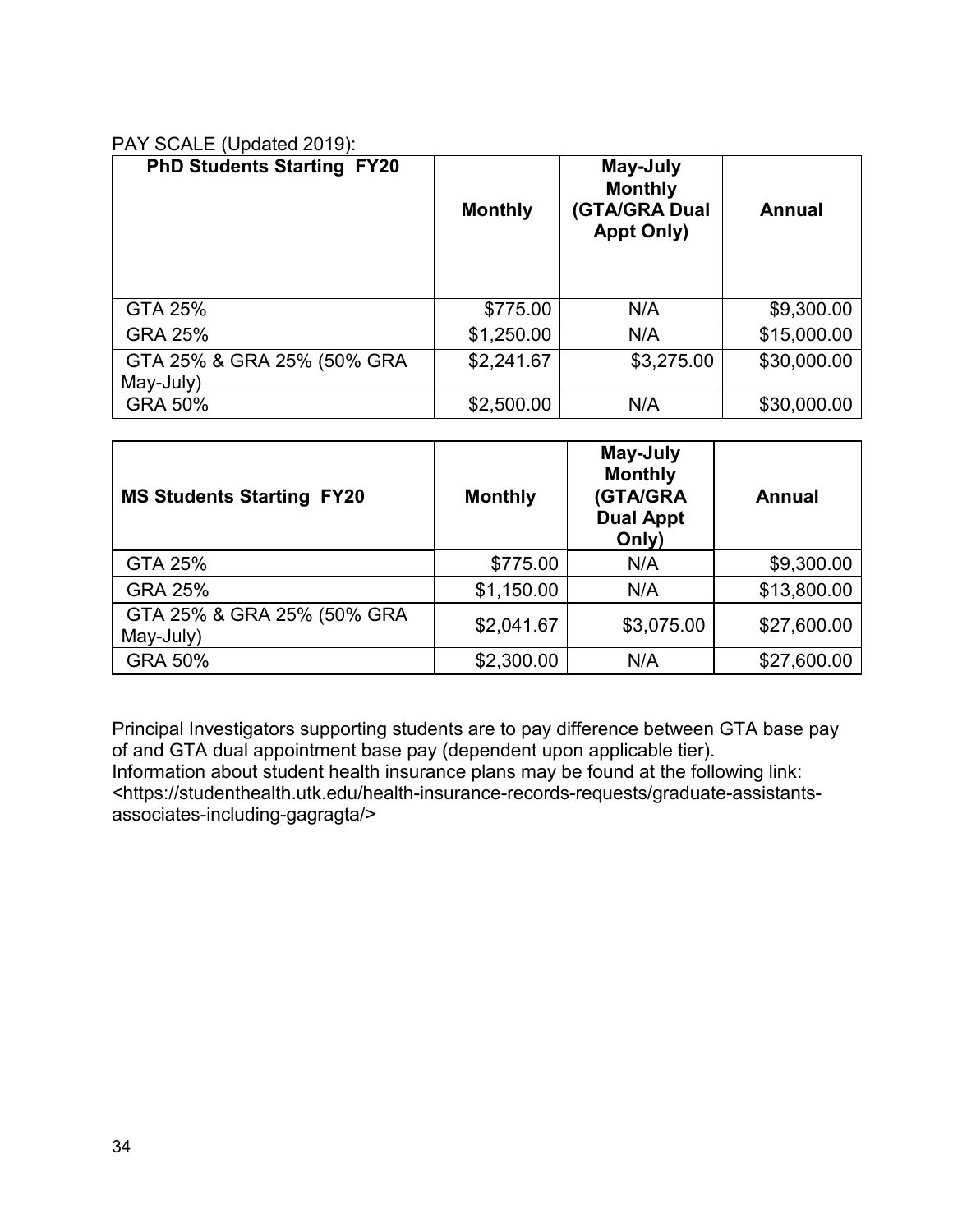PAY SCALE (Updated 2019):

| PhD Students Starting FY20 | Monthly | May-July Monthly (GTA/GRA Dual Appt Only) | Annual |
|---|---|---|---|
| GTA 25% | $775.00 | N/A | $9,300.00 |
| GRA 25% | $1,250.00 | N/A | $15,000.00 |
| GTA 25% & GRA 25% (50% GRA May-July) | $2,241.67 | $3,275.00 | $30,000.00 |
| GRA 50% | $2,500.00 | N/A | $30,000.00 |

| MS Students Starting FY20 | Monthly | May-July Monthly (GTA/GRA Dual Appt Only) | Annual |
|---|---|---|---|
| GTA 25% | $775.00 | N/A | $9,300.00 |
| GRA 25% | $1,150.00 | N/A | $13,800.00 |
| GTA 25% & GRA 25% (50% GRA May-July) | $2,041.67 | $3,075.00 | $27,600.00 |
| GRA 50% | $2,300.00 | N/A | $27,600.00 |

Principal Investigators supporting students are to pay difference between GTA base pay of and GTA dual appointment base pay (dependent upon applicable tier).
Information about student health insurance plans may be found at the following link: <https://studenthealth.utk.edu/health-insurance-records-requests/graduate-assistants-associates-including-gagragta/>